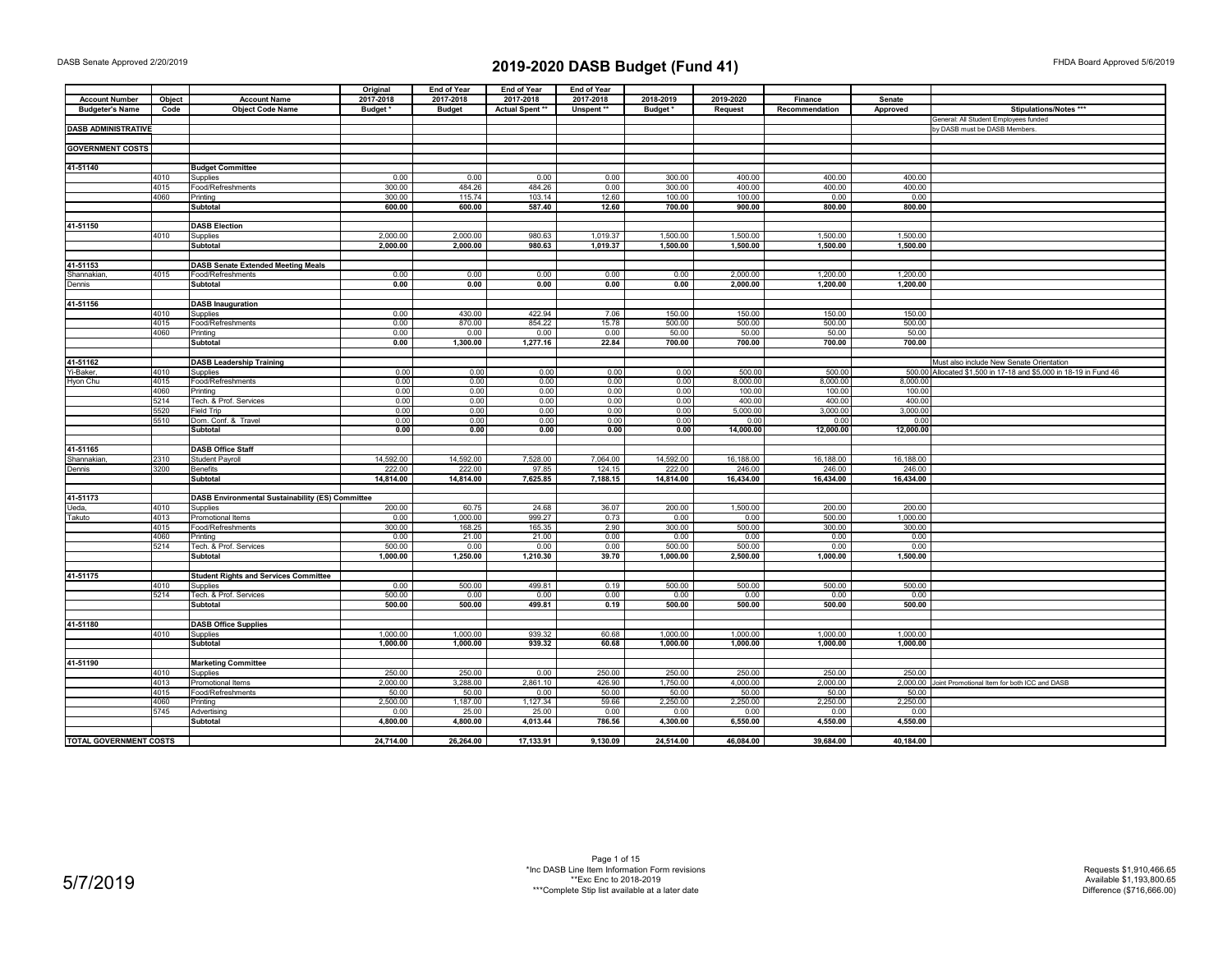# 2019-2020 DASB Budget (Fund 41)

DASB Senate Approved 2/20/2019

FHDA Board Approved 5/6/2019

| Account Number | Object | Account Name | Original 2017-2018 | End of Year 2017-2018 | End of Year 2017-2018 | End of Year 2017-2018 | 2018-2019 | 2019-2020 | Finance | Senate | |
|---|---|---|---|---|---|---|---|---|---|---|---|
| Budgeter's Name | Code | Object Code Name | Budget * | Budget | Actual Spent ** | Unspent ** | Budget * | Request | Recommendation | Approved | Stipulations/Notes *** |
| | | | | | | | | | | | General: All Student Employees funded |
| DASB ADMINISTRATIVE | | | | | | | | | | | by DASB must be DASB Members. |
| GOVERNMENT COSTS | | | | | | | | | | | |
| 41-51140 | | Budget Committee | | | | | | | | | |
| | 4010 | Supplies | 0.00 | 0.00 | 0.00 | 0.00 | 300.00 | 400.00 | 400.00 | 400.00 | |
| | 4015 | Food/Refreshments | 300.00 | 484.26 | 484.26 | 0.00 | 300.00 | 400.00 | 400.00 | 400.00 | |
| | 4060 | Printing | 300.00 | 115.74 | 103.14 | 12.60 | 100.00 | 100.00 | 0.00 | 0.00 | |
| | | **Subtotal** | **600.00** | **600.00** | **587.40** | **12.60** | **700.00** | **900.00** | **800.00** | **800.00** | |
| 41-51150 | | DASB Election | | | | | | | | | |
| | 4010 | Supplies | 2,000.00 | 2,000.00 | 980.63 | 1,019.37 | 1,500.00 | 1,500.00 | 1,500.00 | 1,500.00 | |
| | | **Subtotal** | **2,000.00** | **2,000.00** | **980.63** | **1,019.37** | **1,500.00** | **1,500.00** | **1,500.00** | **1,500.00** | |
| 41-51153 | | DASB Senate Extended Meeting Meals | | | | | | | | | |
| Shannakian, | 4015 | Food/Refreshments | 0.00 | 0.00 | 0.00 | 0.00 | 0.00 | 2,000.00 | 1,200.00 | 1,200.00 | |
| Dennis | | **Subtotal** | **0.00** | **0.00** | **0.00** | **0.00** | **0.00** | **2,000.00** | **1,200.00** | **1,200.00** | |
| 41-51156 | | DASB Inauguration | | | | | | | | | |
| | 4010 | Supplies | 0.00 | 430.00 | 422.94 | 7.06 | 150.00 | 150.00 | 150.00 | 150.00 | |
| | 4015 | Food/Refreshments | 0.00 | 870.00 | 854.22 | 15.78 | 500.00 | 500.00 | 500.00 | 500.00 | |
| | 4060 | Printing | 0.00 | 0.00 | 0.00 | 0.00 | 50.00 | 50.00 | 50.00 | 50.00 | |
| | | **Subtotal** | **0.00** | **1,300.00** | **1,277.16** | **22.84** | **700.00** | **700.00** | **700.00** | **700.00** | |
| 41-51162 | | DASB Leadership Training | | | | | | | | | Must also include New Senate Orientation |
| Yi-Baker, | 4010 | Supplies | 0.00 | 0.00 | 0.00 | 0.00 | 0.00 | 500.00 | 500.00 | 500.00 | Allocated $1,500 in 17-18 and $5,000 in 18-19 in Fund 46 |
| Hyon Chu | 4015 | Food/Refreshments | 0.00 | 0.00 | 0.00 | 0.00 | 0.00 | 8,000.00 | 8,000.00 | 8,000.00 | |
| | 4060 | Printing | 0.00 | 0.00 | 0.00 | 0.00 | 0.00 | 100.00 | 100.00 | 100.00 | |
| | 5214 | Tech. & Prof. Services | 0.00 | 0.00 | 0.00 | 0.00 | 0.00 | 400.00 | 400.00 | 400.00 | |
| | 5520 | Field Trip | 0.00 | 0.00 | 0.00 | 0.00 | 0.00 | 5,000.00 | 3,000.00 | 3,000.00 | |
| | 5510 | Dom. Conf. & Travel | 0.00 | 0.00 | 0.00 | 0.00 | 0.00 | 0.00 | 0.00 | 0.00 | |
| | | **Subtotal** | **0.00** | **0.00** | **0.00** | **0.00** | **0.00** | **14,000.00** | **12,000.00** | **12,000.00** | |
| 41-51165 | | DASB Office Staff | | | | | | | | | |
| Shannakian, | 2310 | Student Payroll | 14,592.00 | 14,592.00 | 7,528.00 | 7,064.00 | 14,592.00 | 16,188.00 | 16,188.00 | 16,188.00 | |
| Dennis | 3200 | Benefits | 222.00 | 222.00 | 97.85 | 124.15 | 222.00 | 246.00 | 246.00 | 246.00 | |
| | | **Subtotal** | **14,814.00** | **14,814.00** | **7,625.85** | **7,188.15** | **14,814.00** | **16,434.00** | **16,434.00** | **16,434.00** | |
| 41-51173 | | DASB Environmental Sustainability (ES) Committee | | | | | | | | | |
| Ueda, | 4010 | Supplies | 200.00 | 60.75 | 24.68 | 36.07 | 200.00 | 1,500.00 | 200.00 | 200.00 | |
| Takuto | 4013 | Promotional Items | 0.00 | 1,000.00 | 999.27 | 0.73 | 0.00 | 0.00 | 500.00 | 1,000.00 | |
| | 4015 | Food/Refreshments | 300.00 | 168.25 | 165.35 | 2.90 | 300.00 | 500.00 | 300.00 | 300.00 | |
| | 4060 | Printing | 0.00 | 21.00 | 21.00 | 0.00 | 0.00 | 0.00 | 0.00 | 0.00 | |
| | 5214 | Tech. & Prof. Services | 500.00 | 0.00 | 0.00 | 0.00 | 500.00 | 500.00 | 0.00 | 0.00 | |
| | | **Subtotal** | **1,000.00** | **1,250.00** | **1,210.30** | **39.70** | **1,000.00** | **2,500.00** | **1,000.00** | **1,500.00** | |
| 41-51175 | | Student Rights and Services Committee | | | | | | | | | |
| | 4010 | Supplies | 0.00 | 500.00 | 499.81 | 0.19 | 500.00 | 500.00 | 500.00 | 500.00 | |
| | 5214 | Tech. & Prof. Services | 500.00 | 0.00 | 0.00 | 0.00 | 0.00 | 0.00 | 0.00 | 0.00 | |
| | | **Subtotal** | **500.00** | **500.00** | **499.81** | **0.19** | **500.00** | **500.00** | **500.00** | **500.00** | |
| 41-51180 | | DASB Office Supplies | | | | | | | | | |
| | 4010 | Supplies | 1,000.00 | 1,000.00 | 939.32 | 60.68 | 1,000.00 | 1,000.00 | 1,000.00 | 1,000.00 | |
| | | **Subtotal** | **1,000.00** | **1,000.00** | **939.32** | **60.68** | **1,000.00** | **1,000.00** | **1,000.00** | **1,000.00** | |
| 41-51190 | | Marketing Committee | | | | | | | | | |
| | 4010 | Supplies | 250.00 | 250.00 | 0.00 | 250.00 | 250.00 | 250.00 | 250.00 | 250.00 | |
| | 4013 | Promotional Items | 2,000.00 | 3,288.00 | 2,861.10 | 426.90 | 1,750.00 | 4,000.00 | 2,000.00 | 2,000.00 | Joint Promotional Item for both ICC and DASB |
| | 4015 | Food/Refreshments | 50.00 | 50.00 | 0.00 | 50.00 | 50.00 | 50.00 | 50.00 | 50.00 | |
| | 4060 | Printing | 2,500.00 | 1,187.00 | 1,127.34 | 59.66 | 2,250.00 | 2,250.00 | 2,250.00 | 2,250.00 | |
| | 5745 | Advertising | 0.00 | 25.00 | 25.00 | 0.00 | 0.00 | 0.00 | 0.00 | 0.00 | |
| | | **Subtotal** | **4,800.00** | **4,800.00** | **4,013.44** | **786.56** | **4,300.00** | **6,550.00** | **4,550.00** | **4,550.00** | |
| **TOTAL GOVERNMENT COSTS** | | | **24,714.00** | **26,264.00** | **17,133.91** | **9,130.09** | **24,514.00** | **46,084.00** | **39,684.00** | **40,184.00** | |

5/7/2019

*Inc DASB Line Item Information Form revisions
**Exc Enc to 2018-2019
***Complete Stip list available at a later date

Requests $1,910,466.65
Available $1,193,800.65
Difference ($716,666.00)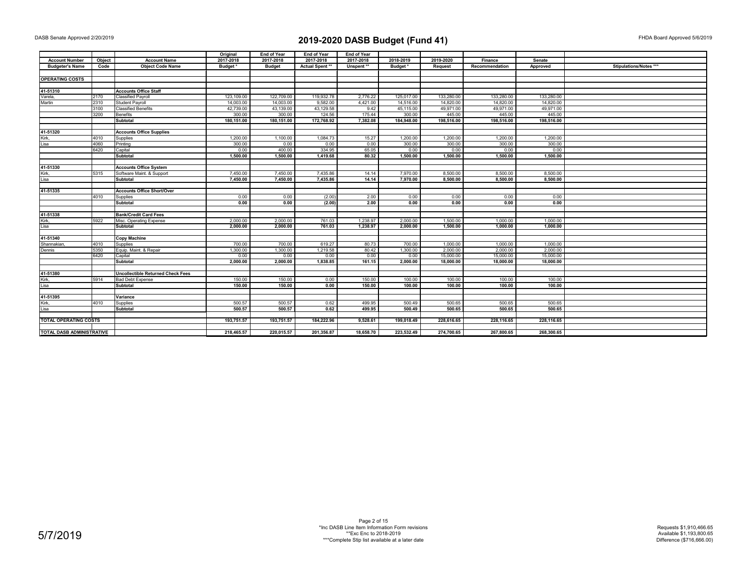DASB Senate Approved 2/20/2019

# 2019-2020 DASB Budget (Fund 41)

FHDA Board Approved 5/6/2019

| Account Number | Object | Account Name | Original 2017-2018 | End of Year 2017-2018 | End of Year 2017-2018 | End of Year 2017-2018 | 2018-2019 | 2019-2020 | Finance | Senate | |
|---|---|---|---|---|---|---|---|---|---|---|---|
| Budgeter's Name | Code | Object Code Name | Budget * | Budget | Actual Spent ** | Unspent ** | Budget * | Request | Recommendation | Approved | Stipulations/Notes *** |
| **OPERATING COSTS** | | | | | | | | | | | |
| 41-51310 | | **Accounts Office Staff** | | | | | | | | | |
| Varela, | 2170 | Classified Payroll | 123,109.00 | 122,709.00 | 119,932.78 | 2,776.22 | 125,017.00 | 133,280.00 | 133,280.00 | 133,280.00 | |
| Martin | 2310 | Student Payroll | 14,003.00 | 14,003.00 | 9,582.00 | 4,421.00 | 14,516.00 | 14,820.00 | 14,820.00 | 14,820.00 | |
| | 3100 | Classified Benefits | 42,739.00 | 43,139.00 | 43,129.58 | 9.42 | 45,115.00 | 49,971.00 | 49,971.00 | 49,971.00 | |
| | 3200 | Benefits | 300.00 | 300.00 | 124.56 | 175.44 | 300.00 | 445.00 | 445.00 | 445.00 | |
| | | **Subtotal** | **180,151.00** | **180,151.00** | **172,768.92** | **7,382.08** | **184,948.00** | **198,516.00** | **198,516.00** | **198,516.00** | |
| 41-51320 | | **Accounts Office Supplies** | | | | | | | | | |
| Kirk, | 4010 | Supplies | 1,200.00 | 1,100.00 | 1,084.73 | 15.27 | 1,200.00 | 1,200.00 | 1,200.00 | 1,200.00 | |
| Lisa | 4060 | Printing | 300.00 | 0.00 | 0.00 | 0.00 | 300.00 | 300.00 | 300.00 | 300.00 | |
| | 6420 | Capital | 0.00 | 400.00 | 334.95 | 65.05 | 0.00 | 0.00 | 0.00 | 0.00 | |
| | | **Subtotal** | **1,500.00** | **1,500.00** | **1,419.68** | **80.32** | **1,500.00** | **1,500.00** | **1,500.00** | **1,500.00** | |
| 41-51330 | | **Accounts Office System** | | | | | | | | | |
| Kirk, | 5315 | Software Maint. & Support | 7,450.00 | 7,450.00 | 7,435.86 | 14.14 | 7,970.00 | 8,500.00 | 8,500.00 | 8,500.00 | |
| Lisa | | **Subtotal** | **7,450.00** | **7,450.00** | **7,435.86** | **14.14** | **7,970.00** | **8,500.00** | **8,500.00** | **8,500.00** | |
| 41-51335 | | **Accounts Office Short/Over** | | | | | | | | | |
| | 4010 | Supplies | 0.00 | 0.00 | (2.00) | 2.00 | 0.00 | 0.00 | 0.00 | 0.00 | |
| | | **Subtotal** | **0.00** | **0.00** | **(2.00)** | **2.00** | **0.00** | **0.00** | **0.00** | **0.00** | |
| 41-51338 | | **Bank/Credit Card Fees** | | | | | | | | | |
| Kirk, | 5922 | Misc. Operating Expense | 2,000.00 | 2,000.00 | 761.03 | 1,238.97 | 2,000.00 | 1,500.00 | 1,000.00 | 1,000.00 | |
| Lisa | | **Subtotal** | **2,000.00** | **2,000.00** | **761.03** | **1,238.97** | **2,000.00** | **1,500.00** | **1,000.00** | **1,000.00** | |
| 41-51340 | | **Copy Machine** | | | | | | | | | |
| Shannakian, | 4010 | Supplies | 700.00 | 700.00 | 619.27 | 80.73 | 700.00 | 1,000.00 | 1,000.00 | 1,000.00 | |
| Dennis | 5350 | Equip. Maint. & Repair | 1,300.00 | 1,300.00 | 1,219.58 | 80.42 | 1,300.00 | 2,000.00 | 2,000.00 | 2,000.00 | |
| | 6420 | Capital | 0.00 | 0.00 | 0.00 | 0.00 | 0.00 | 15,000.00 | 15,000.00 | 15,000.00 | |
| | | **Subtotal** | **2,000.00** | **2,000.00** | **1,838.85** | **161.15** | **2,000.00** | **18,000.00** | **18,000.00** | **18,000.00** | |
| 41-51380 | | **Uncollectible Returned Check Fees** | | | | | | | | | |
| Kirk, | 5914 | Bad Debt Expense | 150.00 | 150.00 | 0.00 | 150.00 | 100.00 | 100.00 | 100.00 | 100.00 | |
| Lisa | | **Subtotal** | **150.00** | **150.00** | **0.00** | **150.00** | **100.00** | **100.00** | **100.00** | **100.00** | |
| 41-51395 | | **Variance** | | | | | | | | | |
| Kirk, | 4010 | Supplies | 500.57 | 500.57 | 0.62 | 499.95 | 500.49 | 500.65 | 500.65 | 500.65 | |
| Lisa | | **Subtotal** | **500.57** | **500.57** | **0.62** | **499.95** | **500.49** | **500.65** | **500.65** | **500.65** | |
| **TOTAL OPERATING COSTS** | | | **193,751.57** | **193,751.57** | **184,222.96** | **9,528.61** | **199,018.49** | **228,616.65** | **228,116.65** | **228,116.65** | |
| **TOTAL DASB ADMINISTRATIVE** | | | **218,465.57** | **220,015.57** | **201,356.87** | **18,658.70** | **223,532.49** | **274,700.65** | **267,800.65** | **268,300.65** | |

5/7/2019

*Inc DASB Line Item Information Form revisions
**Exc Enc to 2018-2019
***Complete Stip list available at a later date

Requests $1,910,466.65
Available $1,193,800.65
Difference ($716,666.00)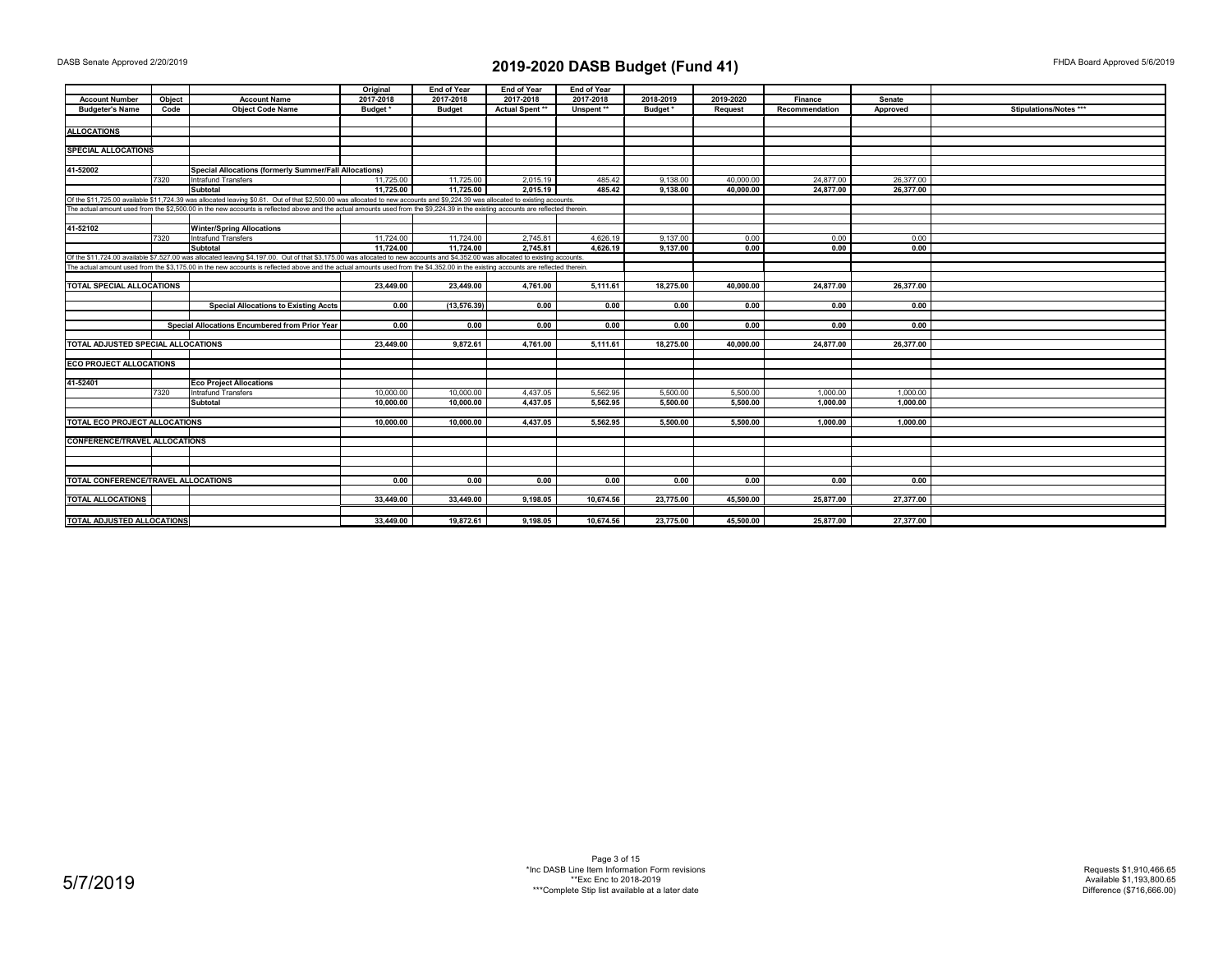DASB Senate Approved 2/20/2019

# 2019-2020 DASB Budget (Fund 41)

FHDA Board Approved 5/6/2019

| Account Number | Object | Account Name | Original 2017-2018 | End of Year 2017-2018 | End of Year 2017-2018 | End of Year 2017-2018 | 2018-2019 | 2019-2020 | Finance | Senate | |
|---|---|---|---|---|---|---|---|---|---|---|---|
| Budgeter's Name | Code | Object Code Name | Budget * | Budget | Actual Spent ** | Unspent ** | Budget * | Request | Recommendation | Approved | Stipulations/Notes *** |
| **ALLOCATIONS** | | | | | | | | | | | |
| **SPECIAL ALLOCATIONS** | | | | | | | | | | | |
| **41-52002** | | **Special Allocations (formerly Summer/Fall Allocations)** | | | | | | | | | |
| | 7320 | Intrafund Transfers | 11,725.00 | 11,725.00 | 2,015.19 | 485.42 | 9,138.00 | 40,000.00 | 24,877.00 | 26,377.00 | |
| | | **Subtotal** | **11,725.00** | **11,725.00** | **2,015.19** | **485.42** | **9,138.00** | **40,000.00** | **24,877.00** | **26,377.00** | |
| Of the $11,725.00 available $11,724.39 was allocated leaving $0.61. Out of that $2,500.00 was allocated to new accounts and $9,224.39 was allocated to existing accounts. | | | | | | | | | | | |
| The actual amount used from the $2,500.00 in the new accounts is reflected above and the actual amounts used from the $9,224.39 in the existing accounts are reflected therein. | | | | | | | | | | | |
| **41-52102** | | **Winter/Spring Allocations** | | | | | | | | | |
| | 7320 | Intrafund Transfers | 11,724.00 | 11,724.00 | 2,745.81 | 4,626.19 | 9,137.00 | 0.00 | 0.00 | 0.00 | |
| | | **Subtotal** | **11,724.00** | **11,724.00** | **2,745.81** | **4,626.19** | **9,137.00** | **0.00** | **0.00** | **0.00** | |
| Of the $11,724.00 available $7,527.00 was allocated leaving $4,197.00. Out of that $3,175.00 was allocated to new accounts and $4,352.00 was allocated to existing accounts. | | | | | | | | | | | |
| The actual amount used from the $3,175.00 in the new accounts is reflected above and the actual amounts used from the $4,352.00 in the existing accounts are reflected therein. | | | | | | | | | | | |
| **TOTAL SPECIAL ALLOCATIONS** | | | **23,449.00** | **23,449.00** | **4,761.00** | **5,111.61** | **18,275.00** | **40,000.00** | **24,877.00** | **26,377.00** | |
| | | **Special Allocations to Existing Accts** | **0.00** | **(13,576.39)** | **0.00** | **0.00** | **0.00** | **0.00** | **0.00** | **0.00** | |
| | | **Special Allocations Encumbered from Prior Year** | **0.00** | **0.00** | **0.00** | **0.00** | **0.00** | **0.00** | **0.00** | **0.00** | |
| **TOTAL ADJUSTED SPECIAL ALLOCATIONS** | | | **23,449.00** | **9,872.61** | **4,761.00** | **5,111.61** | **18,275.00** | **40,000.00** | **24,877.00** | **26,377.00** | |
| **ECO PROJECT ALLOCATIONS** | | | | | | | | | | | |
| **41-52401** | | **Eco Project Allocations** | | | | | | | | | |
| | 7320 | Intrafund Transfers | 10,000.00 | 10,000.00 | 4,437.05 | 5,562.95 | 5,500.00 | 5,500.00 | 1,000.00 | 1,000.00 | |
| | | **Subtotal** | **10,000.00** | **10,000.00** | **4,437.05** | **5,562.95** | **5,500.00** | **5,500.00** | **1,000.00** | **1,000.00** | |
| **TOTAL ECO PROJECT ALLOCATIONS** | | | **10,000.00** | **10,000.00** | **4,437.05** | **5,562.95** | **5,500.00** | **5,500.00** | **1,000.00** | **1,000.00** | |
| **CONFERENCE/TRAVEL ALLOCATIONS** | | | | | | | | | | | |
| **TOTAL CONFERENCE/TRAVEL ALLOCATIONS** | | | **0.00** | **0.00** | **0.00** | **0.00** | **0.00** | **0.00** | **0.00** | **0.00** | |
| **TOTAL ALLOCATIONS** | | | **33,449.00** | **33,449.00** | **9,198.05** | **10,674.56** | **23,775.00** | **45,500.00** | **25,877.00** | **27,377.00** | |
| **TOTAL ADJUSTED ALLOCATIONS** | | | **33,449.00** | **19,872.61** | **9,198.05** | **10,674.56** | **23,775.00** | **45,500.00** | **25,877.00** | **27,377.00** | |

5/7/2019

*Inc DASB Line Item Information Form revisions
**Exc Enc to 2018-2019
***Complete Stip list available at a later date

Requests $1,910,466.65
Available $1,193,800.65
Difference ($716,666.00)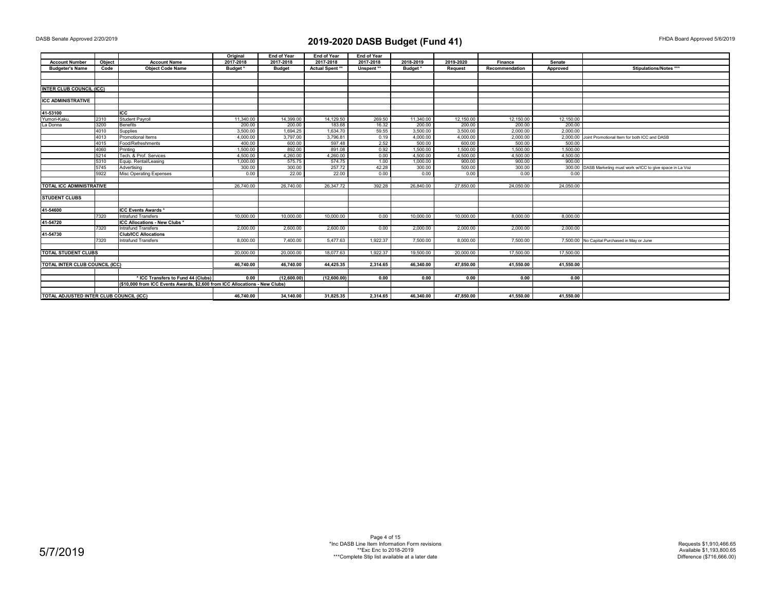DASB Senate Approved 2/20/2019

# 2019-2020 DASB Budget (Fund 41)

FHDA Board Approved 5/6/2019

| Account Number | Object | Account Name | Original 2017-2018 | End of Year 2017-2018 | End of Year 2017-2018 | End of Year 2017-2018 | 2018-2019 | 2019-2020 | Finance | Senate | |
|---|---|---|---|---|---|---|---|---|---|---|---|
| Budgeter's Name | Code | Object Code Name | Budget * | Budget | Actual Spent ** | Unspent ** | Budget * | Request | Recommendation | Approved | Stipulations/Notes *** |
| **INTER CLUB COUNCIL (ICC)** | | | | | | | | | | | |
| **ICC ADMINISTRATIVE** | | | | | | | | | | | |
| **41-53100** | | **ICC** | | | | | | | | | |
| Yumori-Kaku, | 2310 | Student Payroll | 11,340.00 | 14,399.00 | 14,129.50 | 269.50 | 11,340.00 | 12,150.00 | 12,150.00 | 12,150.00 | |
| La Donna | 3200 | Benefits | 200.00 | 200.00 | 183.68 | 16.32 | 200.00 | 200.00 | 200.00 | 200.00 | |
| | 4010 | Supplies | 3,500.00 | 1,694.25 | 1,634.70 | 59.55 | 3,500.00 | 3,500.00 | 2,000.00 | 2,000.00 | |
| | 4013 | Promotional Items | 4,000.00 | 3,797.00 | 3,796.81 | 0.19 | 4,000.00 | 4,000.00 | 2,000.00 | 2,000.00 | Joint Promotional Item for both ICC and DASB |
| | 4015 | Food/Refreshments | 400.00 | 600.00 | 597.48 | 2.52 | 500.00 | 600.00 | 500.00 | 500.00 | |
| | 4060 | Printing | 1,500.00 | 892.00 | 891.08 | 0.92 | 1,500.00 | 1,500.00 | 1,500.00 | 1,500.00 | |
| | 5214 | Tech. & Prof. Services | 4,500.00 | 4,260.00 | 4,260.00 | 0.00 | 4,500.00 | 4,500.00 | 4,500.00 | 4,500.00 | |
| | 5310 | Equip. Rental/Leasing | 1,000.00 | 575.75 | 574.75 | 1.00 | 1,000.00 | 900.00 | 900.00 | 900.00 | |
| | 5745 | Advertising | 300.00 | 300.00 | 257.72 | 42.28 | 300.00 | 500.00 | 300.00 | 300.00 | DASB Marketing must work w/ICC to give space in La Voz |
| | 5922 | Misc Operating Expenses | 0.00 | 22.00 | 22.00 | 0.00 | 0.00 | 0.00 | 0.00 | 0.00 | |
| **TOTAL ICC ADMINISTRATIVE** | | | 26,740.00 | 26,740.00 | 26,347.72 | 392.28 | 26,840.00 | 27,850.00 | 24,050.00 | 24,050.00 | |
| **STUDENT CLUBS** | | | | | | | | | | | |
| **41-54600** | | **ICC Events Awards *** | | | | | | | | | |
| | 7320 | Intrafund Transfers | 10,000.00 | 10,000.00 | 10,000.00 | 0.00 | 10,000.00 | 10,000.00 | 8,000.00 | 8,000.00 | |
| **41-54720** | | **ICC Allocations - New Clubs *** | | | | | | | | | |
| | 7320 | Intrafund Transfers | 2,000.00 | 2,600.00 | 2,600.00 | 0.00 | 2,000.00 | 2,000.00 | 2,000.00 | 2,000.00 | |
| **41-54730** | | **Club/ICC Allocations** | | | | | | | | | |
| | 7320 | Intrafund Transfers | 8,000.00 | 7,400.00 | 5,477.63 | 1,922.37 | 7,500.00 | 8,000.00 | 7,500.00 | 7,500.00 | No Capital Purchased in May or June |
| **TOTAL STUDENT CLUBS** | | | 20,000.00 | 20,000.00 | 18,077.63 | 1,922.37 | 19,500.00 | 20,000.00 | 17,500.00 | 17,500.00 | |
| **TOTAL INTER CLUB COUNCIL (ICC)** | | | **46,740.00** | **46,740.00** | **44,425.35** | **2,314.65** | **46,340.00** | **47,850.00** | **41,550.00** | **41,550.00** | |
| | | *** ICC Transfers to Fund 44 (Clubs)** | **0.00** | **(12,600.00)** | **(12,600.00)** | **0.00** | **0.00** | **0.00** | **0.00** | **0.00** | |
| | | **($10,000 from ICC Events Awards, $2,600 from ICC Allocations - New Clubs)** | | | | | | | | | |
| **TOTAL ADJUSTED INTER CLUB COUNCIL (ICC)** | | | **46,740.00** | **34,140.00** | **31,825.35** | **2,314.65** | **46,340.00** | **47,850.00** | **41,550.00** | **41,550.00** | |

5/7/2019

*Inc DASB Line Item Information Form revisions
**Exc Enc to 2018-2019
***Complete Stip list available at a later date

Requests $1,910,466.65
Available $1,193,800.65
Difference ($716,666.00)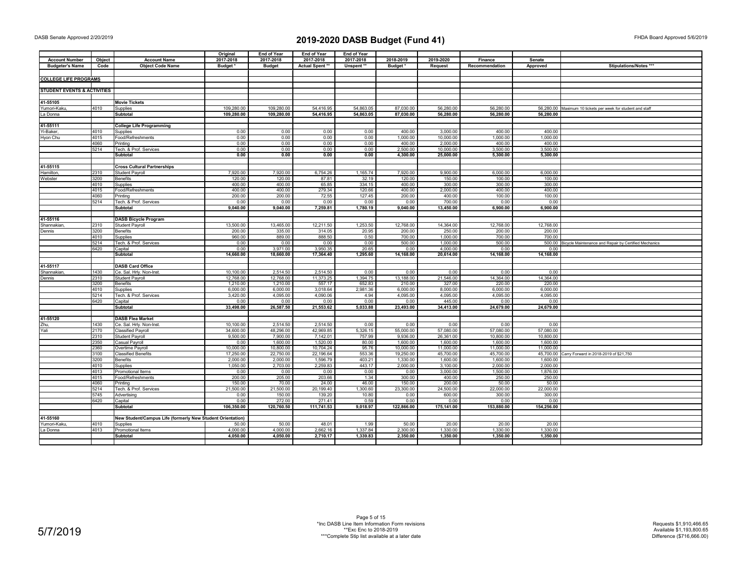DASB Senate Approved 2/20/2019

# 2019-2020 DASB Budget (Fund 41)

FHDA Board Approved 5/6/2019

| Account Number | Object | Account Name | Original 2017-2018 | End of Year 2017-2018 | End of Year 2017-2018 | End of Year 2017-2018 | 2018-2019 | 2019-2020 | Finance | Senate | |
|---|---|---|---|---|---|---|---|---|---|---|---|
| Budgeter's Name | Code | Object Code Name | Budget * | Budget | Actual Spent ** | Unspent ** | Budget * | Request | Recommendation | Approved | Stipulations/Notes *** |
| **COLLEGE LIFE PROGRAMS** | | | | | | | | | | | |
| **STUDENT EVENTS & ACTIVITIES** | | | | | | | | | | | |
| **41-55105** | | **Movie Tickets** | | | | | | | | | |
| Yumori-Kaku, | 4010 | Supplies | 109,280.00 | 109,280.00 | 54,416.95 | 54,863.05 | 87,030.00 | 56,280.00 | 56,280.00 | 56,280.00 | Maximum 10 tickets per week for student and staff |
| La Donna | | **Subtotal** | **109,280.00** | **109,280.00** | **54,416.95** | **54,863.05** | **87,030.00** | **56,280.00** | **56,280.00** | **56,280.00** | |
| **41-55111** | | **College Life Programming** | | | | | | | | | |
| Yi-Baker, | 4010 | Supplies | 0.00 | 0.00 | 0.00 | 0.00 | 400.00 | 3,000.00 | 400.00 | 400.00 | |
| Hyon Chu | 4015 | Food/Refreshments | 0.00 | 0.00 | 0.00 | 0.00 | 1,000.00 | 10,000.00 | 1,000.00 | 1,000.00 | |
| | 4060 | Printing | 0.00 | 0.00 | 0.00 | 0.00 | 400.00 | 2,000.00 | 400.00 | 400.00 | |
| | 5214 | Tech. & Prof. Services | 0.00 | 0.00 | 0.00 | 0.00 | 2,500.00 | 10,000.00 | 3,500.00 | 3,500.00 | |
| | | **Subtotal** | **0.00** | **0.00** | **0.00** | **0.00** | **4,300.00** | **25,000.00** | **5,300.00** | **5,300.00** | |
| **41-55115** | | **Cross Cultural Partnerships** | | | | | | | | | |
| Hamilton, | 2310 | Student Payroll | 7,920.00 | 7,920.00 | 6,754.26 | 1,165.74 | 7,920.00 | 9,900.00 | 6,000.00 | 6,000.00 | |
| Webster | 3200 | Benefits | 120.00 | 120.00 | 87.81 | 32.19 | 120.00 | 150.00 | 100.00 | 100.00 | |
| | 4010 | Supplies | 400.00 | 400.00 | 65.85 | 334.15 | 400.00 | 300.00 | 300.00 | 300.00 | |
| | 4015 | Food/Refreshments | 400.00 | 400.00 | 279.34 | 120.66 | 400.00 | 2,000.00 | 400.00 | 400.00 | |
| | 4060 | Printing | 200.00 | 200.00 | 72.55 | 127.45 | 200.00 | 400.00 | 100.00 | 100.00 | |
| | 5214 | Tech. & Prof. Services | 0.00 | 0.00 | 0.00 | 0.00 | 0.00 | 700.00 | 0.00 | 0.00 | |
| | | **Subtotal** | **9,040.00** | **9,040.00** | **7,259.81** | **1,780.19** | **9,040.00** | **13,450.00** | **6,900.00** | **6,900.00** | |
| **41-55116** | | **DASB Bicycle Program** | | | | | | | | | |
| Shannakian, | 2310 | Student Payroll | 13,500.00 | 13,465.00 | 12,211.50 | 1,253.50 | 12,768.00 | 14,364.00 | 12,768.00 | 12,768.00 | |
| Dennis | 3200 | Benefits | 200.00 | 335.00 | 314.05 | 20.95 | 200.00 | 250.00 | 200.00 | 200.00 | |
| | 4010 | Supplies | 960.00 | 889.00 | 888.50 | 0.50 | 700.00 | 1,000.00 | 700.00 | 700.00 | |
| | 5214 | Tech. & Prof. Services | 0.00 | 0.00 | 0.00 | 0.00 | 500.00 | 1,000.00 | 500.00 | 500.00 | Bicycle Maintenance and Repair by Certified Mechanics |
| | 6420 | Capital | 0.00 | 3,971.00 | 3,950.35 | 20.65 | 0.00 | 4,000.00 | 0.00 | 0.00 | |
| | | **Subtotal** | **14,660.00** | **18,660.00** | **17,364.40** | **1,295.60** | **14,168.00** | **20,614.00** | **14,168.00** | **14,168.00** | |
| **41-55117** | | **DASB Card Office** | | | | | | | | | |
| Shannakian, | 1430 | Ce. Sal. Hrly. Non-Inst. | 10,100.00 | 2,514.50 | 2,514.50 | 0.00 | 0.00 | 0.00 | 0.00 | 0.00 | |
| Dennis | 2310 | Student Payroll | 12,768.00 | 12,768.00 | 11,373.25 | 1,394.75 | 13,188.00 | 21,546.00 | 14,364.00 | 14,364.00 | |
| | 3200 | Benefits | 1,210.00 | 1,210.00 | 557.17 | 652.83 | 210.00 | 327.00 | 220.00 | 220.00 | |
| | 4010 | Supplies | 6,000.00 | 6,000.00 | 3,018.64 | 2,981.36 | 6,000.00 | 8,000.00 | 6,000.00 | 6,000.00 | |
| | 5214 | Tech. & Prof. Services | 3,420.00 | 4,095.00 | 4,090.06 | 4.94 | 4,095.00 | 4,095.00 | 4,095.00 | 4,095.00 | |
| | 6420 | Capital | 0.00 | 0.00 | 0.00 | 0.00 | 0.00 | 445.00 | 0.00 | 0.00 | |
| | | **Subtotal** | **33,498.00** | **26,587.50** | **21,553.62** | **5,033.88** | **23,493.00** | **34,413.00** | **24,679.00** | **24,679.00** | |
| **41-55120** | | **DASB Flea Market** | | | | | | | | | |
| Zhu, | 1430 | Ce. Sal. Hrly. Non-Inst. | 10,100.00 | 2,514.50 | 2,514.50 | 0.00 | 0.00 | 0.00 | 0.00 | 0.00 | |
| Yali | 2170 | Classified Payroll | 34,600.00 | 48,296.00 | 42,969.85 | 5,326.15 | 55,000.00 | 57,080.00 | 57,080.00 | 57,080.00 | |
| | 2310 | Student Payroll | 9,500.00 | 7,900.00 | 7,142.01 | 757.99 | 9,936.00 | 26,361.00 | 10,800.00 | 10,800.00 | |
| | 2350 | Casual Payroll | 0.00 | 1,600.00 | 1,520.00 | 80.00 | 1,600.00 | 1,600.00 | 1,600.00 | 1,600.00 | |
| | 2360 | Overtime Payroll | 10,000.00 | 10,800.00 | 10,704.24 | 95.76 | 10,000.00 | 11,000.00 | 11,000.00 | 11,000.00 | |
| | 3100 | Classified Benefits | 17,250.00 | 22,750.00 | 22,196.64 | 553.36 | 19,250.00 | 45,700.00 | 45,700.00 | 45,700.00 | Carry Forward in 2018-2019 of $21,750 |
| | 3200 | Benefits | 2,000.00 | 2,000.00 | 1,596.79 | 403.21 | 1,330.00 | 1,600.00 | 1,600.00 | 1,600.00 | |
| | 4010 | Supplies | 1,050.00 | 2,703.00 | 2,259.83 | 443.17 | 2,000.00 | 3,100.00 | 2,000.00 | 2,000.00 | |
| | 4013 | Promotional Items | 0.00 | 0.00 | 0.00 | 0.00 | 0.00 | 3,000.00 | 1,500.00 | 1,876.00 | |
| | 4015 | Food/Refreshments | 200.00 | 205.00 | 203.66 | 1.34 | 300.00 | 400.00 | 250.00 | 250.00 | |
| | 4060 | Printing | 150.00 | 70.00 | 24.00 | 46.00 | 150.00 | 200.00 | 50.00 | 50.00 | |
| | 5214 | Tech. & Prof. Services | 21,500.00 | 21,500.00 | 20,199.40 | 1,300.60 | 23,300.00 | 24,500.00 | 22,000.00 | 22,000.00 | |
| | 5745 | Advertising | 0.00 | 150.00 | 139.20 | 10.80 | 0.00 | 600.00 | 300.00 | 300.00 | |
| | 6420 | Capital | 0.00 | 272.00 | 271.41 | 0.59 | 0.00 | 0.00 | 0.00 | 0.00 | |
| | | **Subtotal** | **106,350.00** | **120,760.50** | **111,741.53** | **9,018.97** | **122,866.00** | **175,141.00** | **153,880.00** | **154,256.00** | |
| **41-55160** | | **New Student/Campus Life (formerly New Student Orientation)** | | | | | | | | | |
| Yumori-Kaku, | 4010 | Supplies | 50.00 | 50.00 | 48.01 | 1.99 | 50.00 | 20.00 | 20.00 | 20.00 | |
| La Donna | 4013 | Promotional Items | 4,000.00 | 4,000.00 | 2,662.16 | 1,337.84 | 2,300.00 | 1,330.00 | 1,330.00 | 1,330.00 | |
| | | **Subtotal** | **4,050.00** | **4,050.00** | **2,710.17** | **1,339.83** | **2,350.00** | **1,350.00** | **1,350.00** | **1,350.00** | |

5/7/2019

\*Inc DASB Line Item Information Form revisions
\*\*Exc Enc to 2018-2019
\*\*\*Complete Stip list available at a later date

Requests $1,910,466.65
Available $1,193,800.65
Difference ($716,666.00)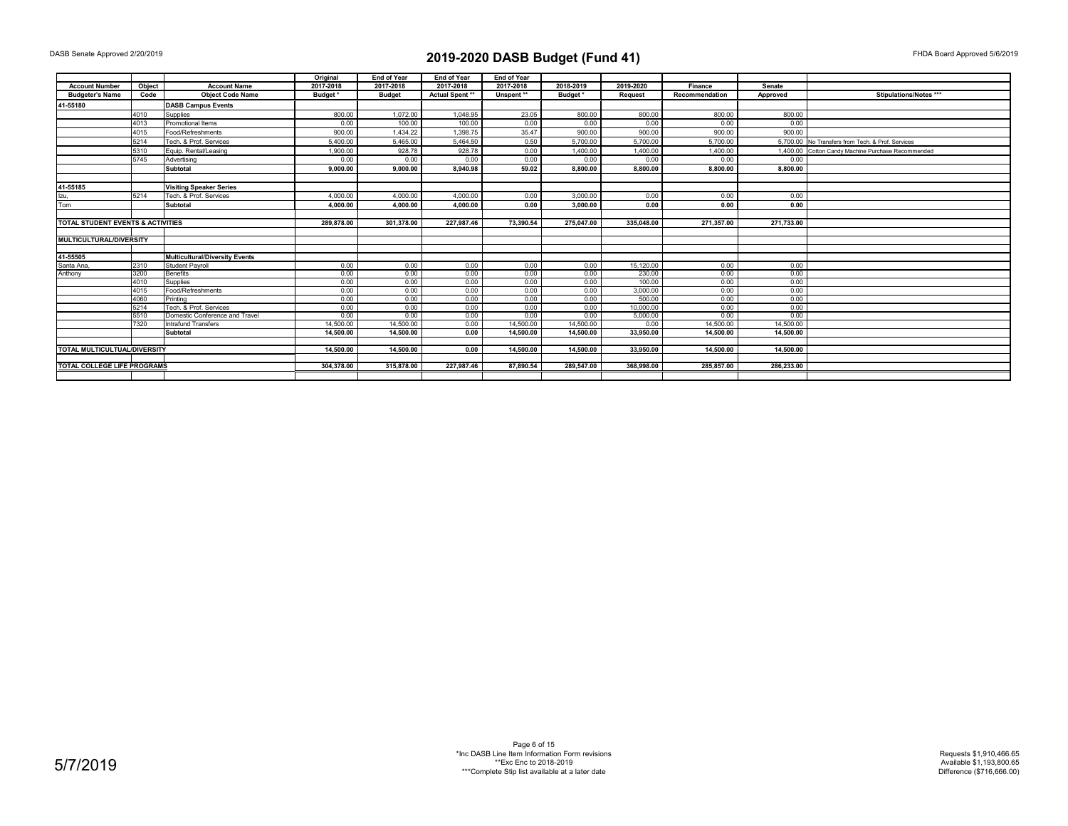DASB Senate Approved 2/20/2019

# 2019-2020 DASB Budget (Fund 41)

FHDA Board Approved 5/6/2019

| Account Number | Object | Account Name | Original 2017-2018 | End of Year 2017-2018 | End of Year 2017-2018 | End of Year 2017-2018 | 2018-2019 | 2019-2020 | Finance | Senate | |
|---|---|---|---|---|---|---|---|---|---|---|---|
| Budgeter's Name | Code | Object Code Name | Budget * | Budget | Actual Spent ** | Unspent ** | Budget * | Request | Recommendation | Approved | Stipulations/Notes *** |
| 41-55180 | | DASB Campus Events | | | | | | | | | |
| | 4010 | Supplies | 800.00 | 1,072.00 | 1,048.95 | 23.05 | 800.00 | 800.00 | 800.00 | 800.00 | |
| | 4013 | Promotional Items | 0.00 | 100.00 | 100.00 | 0.00 | 0.00 | 0.00 | 0.00 | 0.00 | |
| | 4015 | Food/Refreshments | 900.00 | 1,434.22 | 1,398.75 | 35.47 | 900.00 | 900.00 | 900.00 | 900.00 | |
| | 5214 | Tech. & Prof. Services | 5,400.00 | 5,465.00 | 5,464.50 | 0.50 | 5,700.00 | 5,700.00 | 5,700.00 | 5,700.00 | No Transfers from Tech. & Prof. Services |
| | 5310 | Equip. Rental/Leasing | 1,900.00 | 928.78 | 928.78 | 0.00 | 1,400.00 | 1,400.00 | 1,400.00 | 1,400.00 | Cotton Candy Machine Purchase Recommended |
| | 5745 | Advertising | 0.00 | 0.00 | 0.00 | 0.00 | 0.00 | 0.00 | 0.00 | 0.00 | |
| | | **Subtotal** | **9,000.00** | **9,000.00** | **8,940.98** | **59.02** | **8,800.00** | **8,800.00** | **8,800.00** | **8,800.00** | |
| | | | | | | | | | | | |
| 41-55185 | | Visiting Speaker Series | | | | | | | | | |
| Izu, | 5214 | Tech. & Prof. Services | 4,000.00 | 4,000.00 | 4,000.00 | 0.00 | 3,000.00 | 0.00 | 0.00 | 0.00 | |
| Tom | | **Subtotal** | **4,000.00** | **4,000.00** | **4,000.00** | **0.00** | **3,000.00** | **0.00** | **0.00** | **0.00** | |
| | | | | | | | | | | | |
| **TOTAL STUDENT EVENTS & ACTIVITIES** | | | **289,878.00** | **301,378.00** | **227,987.46** | **73,390.54** | **275,047.00** | **335,048.00** | **271,357.00** | **271,733.00** | |
| | | | | | | | | | | | |
| **MULTICULTURAL/DIVERSITY** | | | | | | | | | | | |
| | | | | | | | | | | | |
| 41-55505 | | Multicultural/Diversity Events | | | | | | | | | |
| Santa Ana, | 2310 | Student Payroll | 0.00 | 0.00 | 0.00 | 0.00 | 0.00 | 15,120.00 | 0.00 | 0.00 | |
| Anthony | 3200 | Benefits | 0.00 | 0.00 | 0.00 | 0.00 | 0.00 | 230.00 | 0.00 | 0.00 | |
| | 4010 | Supplies | 0.00 | 0.00 | 0.00 | 0.00 | 0.00 | 100.00 | 0.00 | 0.00 | |
| | 4015 | Food/Refreshments | 0.00 | 0.00 | 0.00 | 0.00 | 0.00 | 3,000.00 | 0.00 | 0.00 | |
| | 4060 | Printing | 0.00 | 0.00 | 0.00 | 0.00 | 0.00 | 500.00 | 0.00 | 0.00 | |
| | 5214 | Tech. & Prof. Services | 0.00 | 0.00 | 0.00 | 0.00 | 0.00 | 10,000.00 | 0.00 | 0.00 | |
| | 5510 | Domestic Conference and Travel | 0.00 | 0.00 | 0.00 | 0.00 | 0.00 | 5,000.00 | 0.00 | 0.00 | |
| | 7320 | Intrafund Transfers | 14,500.00 | 14,500.00 | 0.00 | 14,500.00 | 14,500.00 | 0.00 | 14,500.00 | 14,500.00 | |
| | | **Subtotal** | **14,500.00** | **14,500.00** | **0.00** | **14,500.00** | **14,500.00** | **33,950.00** | **14,500.00** | **14,500.00** | |
| | | | | | | | | | | | |
| **TOTAL MULTICULTUAL/DIVERSITY** | | | **14,500.00** | **14,500.00** | **0.00** | **14,500.00** | **14,500.00** | **33,950.00** | **14,500.00** | **14,500.00** | |
| | | | | | | | | | | | |
| **TOTAL COLLEGE LIFE PROGRAMS** | | | **304,378.00** | **315,878.00** | **227,987.46** | **87,890.54** | **289,547.00** | **368,998.00** | **285,857.00** | **286,233.00** | |

5/7/2019

*Inc DASB Line Item Information Form revisions
**Exc Enc to 2018-2019
***Complete Stip list available at a later date

Requests $1,910,466.65
Available $1,193,800.65
Difference ($716,666.00)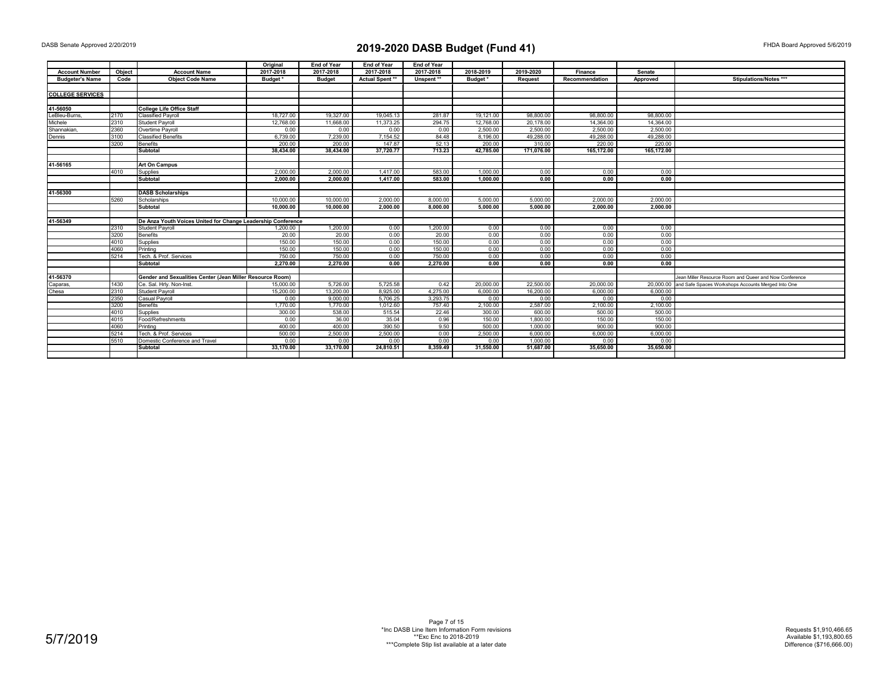DASB Senate Approved 2/20/2019

# 2019-2020 DASB Budget (Fund 41)

FHDA Board Approved 5/6/2019

| Account Number | Object | Account Name | Original 2017-2018 | End of Year 2017-2018 | End of Year 2017-2018 | End of Year 2017-2018 | 2018-2019 | 2019-2020 | Finance | Senate | |
|---|---|---|---|---|---|---|---|---|---|---|---|
| Budgeter's Name | Code | Object Code Name | Budget * | Budget | Actual Spent ** | Unspent ** | Budget * | Request | Recommendation | Approved | Stipulations/Notes *** |
| **COLLEGE SERVICES** | | | | | | | | | | | |
| **41-56050** | | **College Life Office Staff** | | | | | | | | | |
| LeBleu-Burns, | 2170 | Classified Payroll | 18,727.00 | 19,327.00 | 19,045.13 | 281.87 | 19,121.00 | 98,800.00 | 98,800.00 | 98,800.00 | |
| Michele | 2310 | Student Payroll | 12,768.00 | 11,668.00 | 11,373.25 | 294.75 | 12,768.00 | 20,178.00 | 14,364.00 | 14,364.00 | |
| Shannakian, | 2360 | Overtime Payroll | 0.00 | 0.00 | 0.00 | 0.00 | 2,500.00 | 2,500.00 | 2,500.00 | 2,500.00 | |
| Dennis | 3100 | Classified Benefits | 6,739.00 | 7,239.00 | 7,154.52 | 84.48 | 8,196.00 | 49,288.00 | 49,288.00 | 49,288.00 | |
| | 3200 | Benefits | 200.00 | 200.00 | 147.87 | 52.13 | 200.00 | 310.00 | 220.00 | 220.00 | |
| | | **Subtotal** | **38,434.00** | **38,434.00** | **37,720.77** | **713.23** | **42,785.00** | **171,076.00** | **165,172.00** | **165,172.00** | |
| **41-56165** | | **Art On Campus** | | | | | | | | | |
| | 4010 | Supplies | 2,000.00 | 2,000.00 | 1,417.00 | 583.00 | 1,000.00 | 0.00 | 0.00 | 0.00 | |
| | | **Subtotal** | **2,000.00** | **2,000.00** | **1,417.00** | **583.00** | **1,000.00** | **0.00** | **0.00** | **0.00** | |
| **41-56300** | | **DASB Scholarships** | | | | | | | | | |
| | 5260 | Scholarships | 10,000.00 | 10,000.00 | 2,000.00 | 8,000.00 | 5,000.00 | 5,000.00 | 2,000.00 | 2,000.00 | |
| | | **Subtotal** | **10,000.00** | **10,000.00** | **2,000.00** | **8,000.00** | **5,000.00** | **5,000.00** | **2,000.00** | **2,000.00** | |
| **41-56349** | | **De Anza Youth Voices United for Change Leadership Conference** | | | | | | | | | |
| | 2310 | Student Payroll | 1,200.00 | 1,200.00 | 0.00 | 1,200.00 | 0.00 | 0.00 | 0.00 | 0.00 | |
| | 3200 | Benefits | 20.00 | 20.00 | 0.00 | 20.00 | 0.00 | 0.00 | 0.00 | 0.00 | |
| | 4010 | Supplies | 150.00 | 150.00 | 0.00 | 150.00 | 0.00 | 0.00 | 0.00 | 0.00 | |
| | 4060 | Printing | 150.00 | 150.00 | 0.00 | 150.00 | 0.00 | 0.00 | 0.00 | 0.00 | |
| | 5214 | Tech. & Prof. Services | 750.00 | 750.00 | 0.00 | 750.00 | 0.00 | 0.00 | 0.00 | 0.00 | |
| | | **Subtotal** | **2,270.00** | **2,270.00** | **0.00** | **2,270.00** | **0.00** | **0.00** | **0.00** | **0.00** | |
| **41-56370** | | **Gender and Sexualities Center (Jean Miller Resource Room)** | | | | | | | | | Jean Miller Resource Room and Queer and Now Conference |
| Caparas, | 1430 | Ce. Sal. Hrly. Non-Inst. | 15,000.00 | 5,726.00 | 5,725.58 | 0.42 | 20,000.00 | 22,500.00 | 20,000.00 | 20,000.00 | and Safe Spaces Workshops Accounts Merged Into One |
| Chesa | 2310 | Student Payroll | 15,200.00 | 13,200.00 | 8,925.00 | 4,275.00 | 6,000.00 | 16,200.00 | 6,000.00 | 6,000.00 | |
| | 2350 | Casual Payroll | 0.00 | 9,000.00 | 5,706.25 | 3,293.75 | 0.00 | 0.00 | 0.00 | 0.00 | |
| | 3200 | Benefits | 1,770.00 | 1,770.00 | 1,012.60 | 757.40 | 2,100.00 | 2,587.00 | 2,100.00 | 2,100.00 | |
| | 4010 | Supplies | 300.00 | 538.00 | 515.54 | 22.46 | 300.00 | 600.00 | 500.00 | 500.00 | |
| | 4015 | Food/Refreshments | 0.00 | 36.00 | 35.04 | 0.96 | 150.00 | 1,800.00 | 150.00 | 150.00 | |
| | 4060 | Printing | 400.00 | 400.00 | 390.50 | 9.50 | 500.00 | 1,000.00 | 900.00 | 900.00 | |
| | 5214 | Tech. & Prof. Services | 500.00 | 2,500.00 | 2,500.00 | 0.00 | 2,500.00 | 6,000.00 | 6,000.00 | 6,000.00 | |
| | 5510 | Domestic Conference and Travel | 0.00 | 0.00 | 0.00 | 0.00 | 0.00 | 1,000.00 | 0.00 | 0.00 | |
| | | **Subtotal** | **33,170.00** | **33,170.00** | **24,810.51** | **8,359.49** | **31,550.00** | **51,687.00** | **35,650.00** | **35,650.00** | |

5/7/2019

*Inc DASB Line Item Information Form revisions
**Exc Enc to 2018-2019
***Complete Stip list available at a later date

Requests $1,910,466.65
Available $1,193,800.65
Difference ($716,666.00)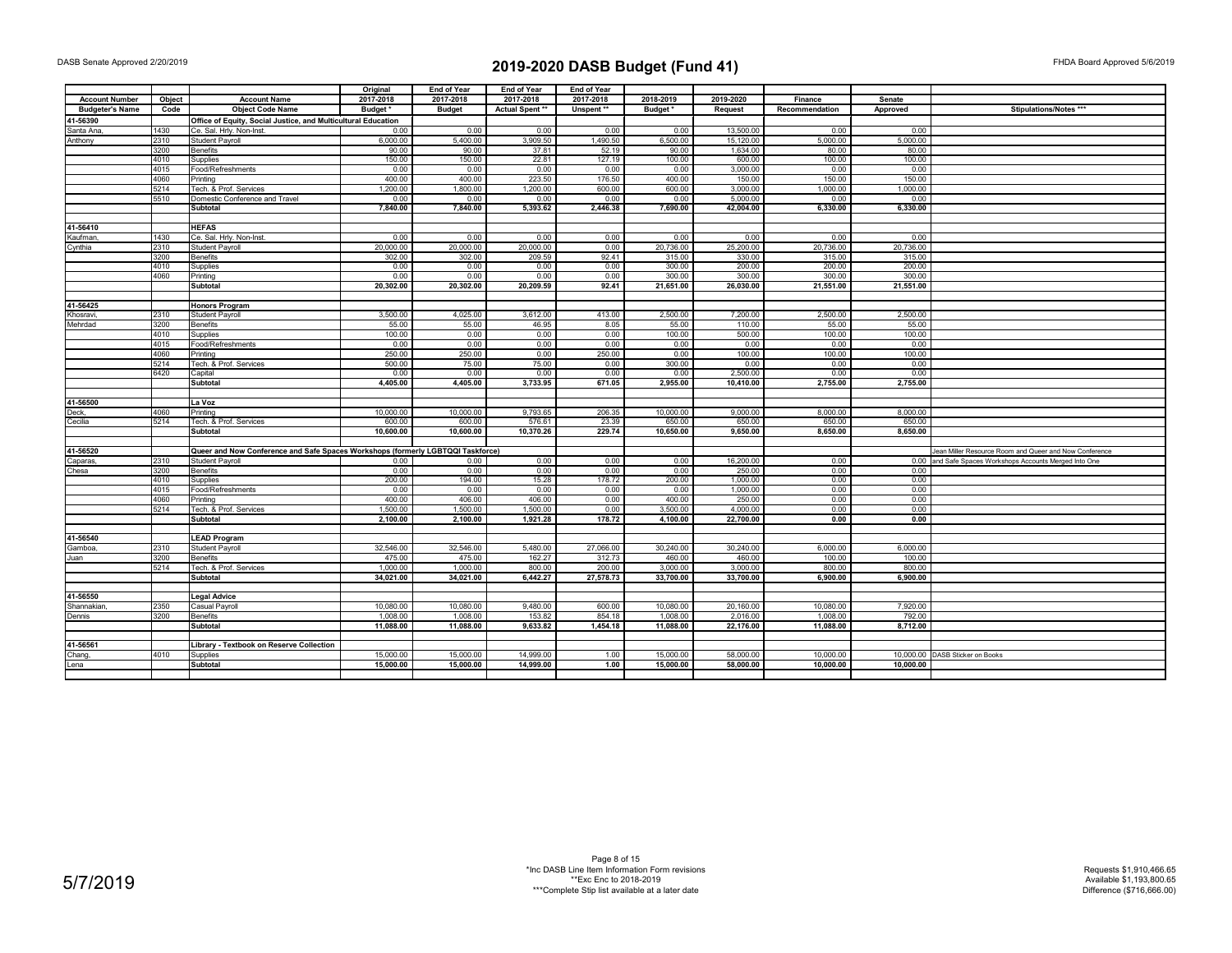DASB Senate Approved 2/20/2019

# 2019-2020 DASB Budget (Fund 41)

FHDA Board Approved 5/6/2019

| Account Number | Object | Account Name | Original 2017-2018 | End of Year 2017-2018 | End of Year 2017-2018 | End of Year 2017-2018 | 2018-2019 | 2019-2020 | Finance | Senate | |
|---|---|---|---|---|---|---|---|---|---|---|---|
| Budgeter's Name | Code | Object Code Name | Budget * | Budget | Actual Spent ** | Unspent ** | Budget * | Request | Recommendation | Approved | Stipulations/Notes *** |
| 41-56390 | | Office of Equity, Social Justice, and Multicultural Education | | | | | | | | | |
| Santa Ana, | 1430 | Ce. Sal. Hrly. Non-Inst. | 0.00 | 0.00 | 0.00 | 0.00 | 0.00 | 13,500.00 | 0.00 | 0.00 | |
| Anthony | 2310 | Student Payroll | 6,000.00 | 5,400.00 | 3,909.50 | 1,490.50 | 6,500.00 | 15,120.00 | 5,000.00 | 5,000.00 | |
| | 3200 | Benefits | 90.00 | 90.00 | 37.81 | 52.19 | 90.00 | 1,634.00 | 80.00 | 80.00 | |
| | 4010 | Supplies | 150.00 | 150.00 | 22.81 | 127.19 | 100.00 | 600.00 | 100.00 | 100.00 | |
| | 4015 | Food/Refreshments | 0.00 | 0.00 | 0.00 | 0.00 | 0.00 | 3,000.00 | 0.00 | 0.00 | |
| | 4060 | Printing | 400.00 | 400.00 | 223.50 | 176.50 | 400.00 | 150.00 | 150.00 | 150.00 | |
| | 5214 | Tech. & Prof. Services | 1,200.00 | 1,800.00 | 1,200.00 | 600.00 | 600.00 | 3,000.00 | 1,000.00 | 1,000.00 | |
| | 5510 | Domestic Conference and Travel | 0.00 | 0.00 | 0.00 | 0.00 | 0.00 | 5,000.00 | 0.00 | 0.00 | |
| | | **Subtotal** | **7,840.00** | **7,840.00** | **5,393.62** | **2,446.38** | **7,690.00** | **42,004.00** | **6,330.00** | **6,330.00** | |
| | | | | | | | | | | | |
| 41-56410 | | HEFAS | | | | | | | | | |
| Kaufman, | 1430 | Ce. Sal. Hrly. Non-Inst. | 0.00 | 0.00 | 0.00 | 0.00 | 0.00 | 0.00 | 0.00 | 0.00 | |
| Cynthia | 2310 | Student Payroll | 20,000.00 | 20,000.00 | 20,000.00 | 0.00 | 20,736.00 | 25,200.00 | 20,736.00 | 20,736.00 | |
| | 3200 | Benefits | 302.00 | 302.00 | 209.59 | 92.41 | 315.00 | 330.00 | 315.00 | 315.00 | |
| | 4010 | Supplies | 0.00 | 0.00 | 0.00 | 0.00 | 300.00 | 200.00 | 200.00 | 200.00 | |
| | 4060 | Printing | 0.00 | 0.00 | 0.00 | 0.00 | 300.00 | 300.00 | 300.00 | 300.00 | |
| | | **Subtotal** | **20,302.00** | **20,302.00** | **20,209.59** | **92.41** | **21,651.00** | **26,030.00** | **21,551.00** | **21,551.00** | |
| | | | | | | | | | | | |
| 41-56425 | | Honors Program | | | | | | | | | |
| Khosravi, | 2310 | Student Payroll | 3,500.00 | 4,025.00 | 3,612.00 | 413.00 | 2,500.00 | 7,200.00 | 2,500.00 | 2,500.00 | |
| Mehrdad | 3200 | Benefits | 55.00 | 55.00 | 46.95 | 8.05 | 55.00 | 110.00 | 55.00 | 55.00 | |
| | 4010 | Supplies | 100.00 | 0.00 | 0.00 | 0.00 | 100.00 | 500.00 | 100.00 | 100.00 | |
| | 4015 | Food/Refreshments | 0.00 | 0.00 | 0.00 | 0.00 | 0.00 | 0.00 | 0.00 | 0.00 | |
| | 4060 | Printing | 250.00 | 250.00 | 0.00 | 250.00 | 0.00 | 100.00 | 100.00 | 100.00 | |
| | 5214 | Tech. & Prof. Services | 500.00 | 75.00 | 75.00 | 0.00 | 300.00 | 0.00 | 0.00 | 0.00 | |
| | 6420 | Capital | 0.00 | 0.00 | 0.00 | 0.00 | 0.00 | 2,500.00 | 0.00 | 0.00 | |
| | | **Subtotal** | **4,405.00** | **4,405.00** | **3,733.95** | **671.05** | **2,955.00** | **10,410.00** | **2,755.00** | **2,755.00** | |
| | | | | | | | | | | | |
| 41-56500 | | La Voz | | | | | | | | | |
| Deck, | 4060 | Printing | 10,000.00 | 10,000.00 | 9,793.65 | 206.35 | 10,000.00 | 9,000.00 | 8,000.00 | 8,000.00 | |
| Cecilia | 5214 | Tech. & Prof. Services | 600.00 | 600.00 | 576.61 | 23.39 | 650.00 | 650.00 | 650.00 | 650.00 | |
| | | **Subtotal** | **10,600.00** | **10,600.00** | **10,370.26** | **229.74** | **10,650.00** | **9,650.00** | **8,650.00** | **8,650.00** | |
| | | | | | | | | | | | |
| 41-56520 | | Queer and Now Conference and Safe Spaces Workshops (formerly LGBTQQI Taskforce) | | | | | | | | | Jean Miller Resource Room and Queer and Now Conference |
| Caparas, | 2310 | Student Payroll | 0.00 | 0.00 | 0.00 | 0.00 | 0.00 | 16,200.00 | 0.00 | 0.00 | and Safe Spaces Workshops Accounts Merged Into One |
| Chesa | 3200 | Benefits | 0.00 | 0.00 | 0.00 | 0.00 | 0.00 | 250.00 | 0.00 | 0.00 | |
| | 4010 | Supplies | 200.00 | 194.00 | 15.28 | 178.72 | 200.00 | 1,000.00 | 0.00 | 0.00 | |
| | 4015 | Food/Refreshments | 0.00 | 0.00 | 0.00 | 0.00 | 0.00 | 1,000.00 | 0.00 | 0.00 | |
| | 4060 | Printing | 400.00 | 406.00 | 406.00 | 0.00 | 400.00 | 250.00 | 0.00 | 0.00 | |
| | 5214 | Tech. & Prof. Services | 1,500.00 | 1,500.00 | 1,500.00 | 0.00 | 3,500.00 | 4,000.00 | 0.00 | 0.00 | |
| | | **Subtotal** | **2,100.00** | **2,100.00** | **1,921.28** | **178.72** | **4,100.00** | **22,700.00** | **0.00** | **0.00** | |
| | | | | | | | | | | | |
| 41-56540 | | LEAD Program | | | | | | | | | |
| Gamboa, | 2310 | Student Payroll | 32,546.00 | 32,546.00 | 5,480.00 | 27,066.00 | 30,240.00 | 30,240.00 | 6,000.00 | 6,000.00 | |
| Juan | 3200 | Benefits | 475.00 | 475.00 | 162.27 | 312.73 | 460.00 | 460.00 | 100.00 | 100.00 | |
| | 5214 | Tech. & Prof. Services | 1,000.00 | 1,000.00 | 800.00 | 200.00 | 3,000.00 | 3,000.00 | 800.00 | 800.00 | |
| | | **Subtotal** | **34,021.00** | **34,021.00** | **6,442.27** | **27,578.73** | **33,700.00** | **33,700.00** | **6,900.00** | **6,900.00** | |
| | | | | | | | | | | | |
| 41-56550 | | Legal Advice | | | | | | | | | |
| Shannakian, | 2350 | Casual Payroll | 10,080.00 | 10,080.00 | 9,480.00 | 600.00 | 10,080.00 | 20,160.00 | 10,080.00 | 7,920.00 | |
| Dennis | 3200 | Benefits | 1,008.00 | 1,008.00 | 153.82 | 854.18 | 1,008.00 | 2,016.00 | 1,008.00 | 792.00 | |
| | | **Subtotal** | **11,088.00** | **11,088.00** | **9,633.82** | **1,454.18** | **11,088.00** | **22,176.00** | **11,088.00** | **8,712.00** | |
| | | | | | | | | | | | |
| 41-56561 | | Library - Textbook on Reserve Collection | | | | | | | | | |
| Chang, | 4010 | Supplies | 15,000.00 | 15,000.00 | 14,999.00 | 1.00 | 15,000.00 | 58,000.00 | 10,000.00 | 10,000.00 | DASB Sticker on Books |
| Lena | | **Subtotal** | **15,000.00** | **15,000.00** | **14,999.00** | **1.00** | **15,000.00** | **58,000.00** | **10,000.00** | **10,000.00** | |

5/7/2019

\*Inc DASB Line Item Information Form revisions
\*\*Exc Enc to 2018-2019
\*\*\*Complete Stip list available at a later date

Requests $1,910,466.65
Available $1,193,800.65
Difference ($716,666.00)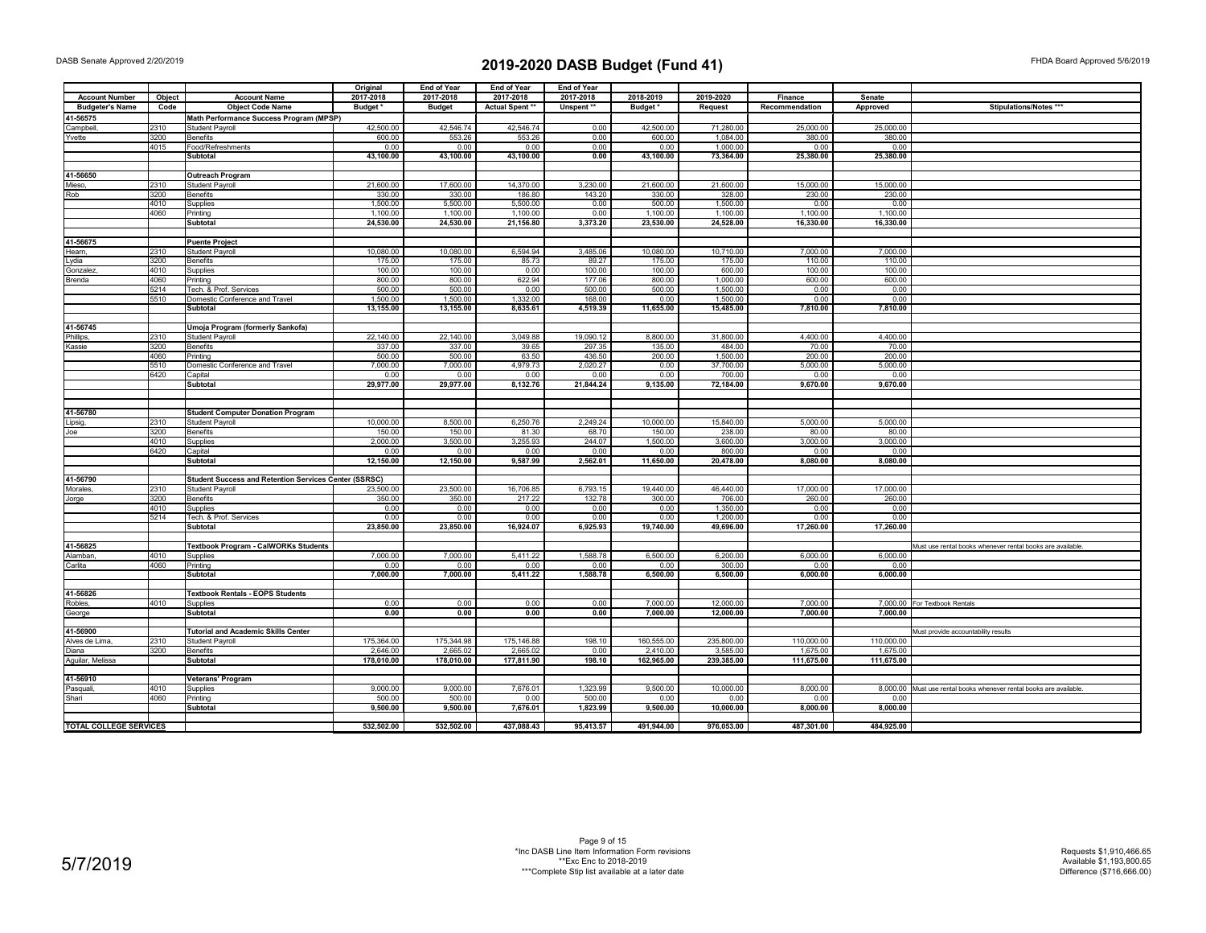DASB Senate Approved 2/20/2019

# 2019-2020 DASB Budget (Fund 41)

FHDA Board Approved 5/6/2019

| Account Number | Object | Account Name | Original 2017-2018 | End of Year 2017-2018 | End of Year 2017-2018 | End of Year 2017-2018 | 2018-2019 | 2019-2020 | Finance | Senate | |
|---|---|---|---|---|---|---|---|---|---|---|---|
| Budgeter's Name | Code | Object Code Name | Budget * | Budget | Actual Spent ** | Unspent ** | Budget * | Request | Recommendation | Approved | Stipulations/Notes *** |
| 41-56575 | | Math Performance Success Program (MPSP) | | | | | | | | | |
| Campbell, | 2310 | Student Payroll | 42,500.00 | 42,546.74 | 42,546.74 | 0.00 | 42,500.00 | 71,280.00 | 25,000.00 | 25,000.00 | |
| Yvette | 3200 | Benefits | 600.00 | 553.26 | 553.26 | 0.00 | 600.00 | 1,084.00 | 380.00 | 380.00 | |
| | 4015 | Food/Refreshments | 0.00 | 0.00 | 0.00 | 0.00 | 0.00 | 1,000.00 | 0.00 | 0.00 | |
| | | **Subtotal** | **43,100.00** | **43,100.00** | **43,100.00** | **0.00** | **43,100.00** | **73,364.00** | **25,380.00** | **25,380.00** | |
| | | | | | | | | | | | |
| 41-56650 | | Outreach Program | | | | | | | | | |
| Mieso, | 2310 | Student Payroll | 21,600.00 | 17,600.00 | 14,370.00 | 3,230.00 | 21,600.00 | 21,600.00 | 15,000.00 | 15,000.00 | |
| Rob | 3200 | Benefits | 330.00 | 330.00 | 186.80 | 143.20 | 330.00 | 328.00 | 230.00 | 230.00 | |
| | 4010 | Supplies | 1,500.00 | 5,500.00 | 5,500.00 | 0.00 | 500.00 | 1,500.00 | 0.00 | 0.00 | |
| | 4060 | Printing | 1,100.00 | 1,100.00 | 1,100.00 | 0.00 | 1,100.00 | 1,100.00 | 1,100.00 | 1,100.00 | |
| | | **Subtotal** | **24,530.00** | **24,530.00** | **21,156.80** | **3,373.20** | **23,530.00** | **24,528.00** | **16,330.00** | **16,330.00** | |
| | | | | | | | | | | | |
| 41-56675 | | Puente Project | | | | | | | | | |
| Hearn, | 2310 | Student Payroll | 10,080.00 | 10,080.00 | 6,594.94 | 3,485.06 | 10,080.00 | 10,710.00 | 7,000.00 | 7,000.00 | |
| Lydia | 3200 | Benefits | 175.00 | 175.00 | 85.73 | 89.27 | 175.00 | 175.00 | 110.00 | 110.00 | |
| Gonzalez, | 4010 | Supplies | 100.00 | 100.00 | 0.00 | 100.00 | 100.00 | 600.00 | 100.00 | 100.00 | |
| Brenda | 4060 | Printing | 800.00 | 800.00 | 622.94 | 177.06 | 800.00 | 1,000.00 | 600.00 | 600.00 | |
| | 5214 | Tech. & Prof. Services | 500.00 | 500.00 | 0.00 | 500.00 | 500.00 | 1,500.00 | 0.00 | 0.00 | |
| | 5510 | Domestic Conference and Travel | 1,500.00 | 1,500.00 | 1,332.00 | 168.00 | 0.00 | 1,500.00 | 0.00 | 0.00 | |
| | | **Subtotal** | **13,155.00** | **13,155.00** | **8,635.61** | **4,519.39** | **11,655.00** | **15,485.00** | **7,810.00** | **7,810.00** | |
| | | | | | | | | | | | |
| 41-56745 | | Umoja Program (formerly Sankofa) | | | | | | | | | |
| Phillips, | 2310 | Student Payroll | 22,140.00 | 22,140.00 | 3,049.88 | 19,090.12 | 8,800.00 | 31,800.00 | 4,400.00 | 4,400.00 | |
| Kassie | 3200 | Benefits | 337.00 | 337.00 | 39.65 | 297.35 | 135.00 | 484.00 | 70.00 | 70.00 | |
| | 4060 | Printing | 500.00 | 500.00 | 63.50 | 436.50 | 200.00 | 1,500.00 | 200.00 | 200.00 | |
| | 5510 | Domestic Conference and Travel | 7,000.00 | 7,000.00 | 4,979.73 | 2,020.27 | 0.00 | 37,700.00 | 5,000.00 | 5,000.00 | |
| | 6420 | Capital | 0.00 | 0.00 | 0.00 | 0.00 | 0.00 | 700.00 | 0.00 | 0.00 | |
| | | **Subtotal** | **29,977.00** | **29,977.00** | **8,132.76** | **21,844.24** | **9,135.00** | **72,184.00** | **9,670.00** | **9,670.00** | |
| | | | | | | | | | | | |
| 41-56780 | | Student Computer Donation Program | | | | | | | | | |
| Lipsig, | 2310 | Student Payroll | 10,000.00 | 8,500.00 | 6,250.76 | 2,249.24 | 10,000.00 | 15,840.00 | 5,000.00 | 5,000.00 | |
| Joe | 3200 | Benefits | 150.00 | 150.00 | 81.30 | 68.70 | 150.00 | 238.00 | 80.00 | 80.00 | |
| | 4010 | Supplies | 2,000.00 | 3,500.00 | 3,255.93 | 244.07 | 1,500.00 | 3,600.00 | 3,000.00 | 3,000.00 | |
| | 6420 | Capital | 0.00 | 0.00 | 0.00 | 0.00 | 0.00 | 800.00 | 0.00 | 0.00 | |
| | | **Subtotal** | **12,150.00** | **12,150.00** | **9,587.99** | **2,562.01** | **11,650.00** | **20,478.00** | **8,080.00** | **8,080.00** | |
| | | | | | | | | | | | |
| 41-56790 | | Student Success and Retention Services Center (SSRSC) | | | | | | | | | |
| Morales, | 2310 | Student Payroll | 23,500.00 | 23,500.00 | 16,706.85 | 6,793.15 | 19,440.00 | 46,440.00 | 17,000.00 | 17,000.00 | |
| Jorge | 3200 | Benefits | 350.00 | 350.00 | 217.22 | 132.78 | 300.00 | 706.00 | 260.00 | 260.00 | |
| | 4010 | Supplies | 0.00 | 0.00 | 0.00 | 0.00 | 0.00 | 1,350.00 | 0.00 | 0.00 | |
| | 5214 | Tech. & Prof. Services | 0.00 | 0.00 | 0.00 | 0.00 | 0.00 | 1,200.00 | 0.00 | 0.00 | |
| | | **Subtotal** | **23,850.00** | **23,850.00** | **16,924.07** | **6,925.93** | **19,740.00** | **49,696.00** | **17,260.00** | **17,260.00** | |
| | | | | | | | | | | | |
| 41-56825 | | Textbook Program - CalWORKs Students | | | | | | | | | Must use rental books whenever rental books are available. |
| Alamban, | 4010 | Supplies | 7,000.00 | 7,000.00 | 5,411.22 | 1,588.78 | 6,500.00 | 6,200.00 | 6,000.00 | 6,000.00 | |
| Carlita | 4060 | Printing | 0.00 | 0.00 | 0.00 | 0.00 | 0.00 | 300.00 | 0.00 | 0.00 | |
| | | **Subtotal** | **7,000.00** | **7,000.00** | **5,411.22** | **1,588.78** | **6,500.00** | **6,500.00** | **6,000.00** | **6,000.00** | |
| | | | | | | | | | | | |
| 41-56826 | | Textbook Rentals - EOPS Students | | | | | | | | | |
| Robles, | 4010 | Supplies | 0.00 | 0.00 | 0.00 | 0.00 | 7,000.00 | 12,000.00 | 7,000.00 | 7,000.00 | For Textbook Rentals |
| George | | **Subtotal** | **0.00** | **0.00** | **0.00** | **0.00** | **7,000.00** | **12,000.00** | **7,000.00** | **7,000.00** | |
| | | | | | | | | | | | |
| 41-56900 | | Tutorial and Academic Skills Center | | | | | | | | | Must provide accountability results |
| Alves de Lima, | 2310 | Student Payroll | 175,364.00 | 175,344.98 | 175,146.88 | 198.10 | 160,555.00 | 235,800.00 | 110,000.00 | 110,000.00 | |
| Diana | 3200 | Benefits | 2,646.00 | 2,665.02 | 2,665.02 | 0.00 | 2,410.00 | 3,585.00 | 1,675.00 | 1,675.00 | |
| Aguilar, Melissa | | **Subtotal** | **178,010.00** | **178,010.00** | **177,811.90** | **198.10** | **162,965.00** | **239,385.00** | **111,675.00** | **111,675.00** | |
| | | | | | | | | | | | |
| 41-56910 | | Veterans' Program | | | | | | | | | |
| Pasquali, | 4010 | Supplies | 9,000.00 | 9,000.00 | 7,676.01 | 1,323.99 | 9,500.00 | 10,000.00 | 8,000.00 | 8,000.00 | Must use rental books whenever rental books are available. |
| Shari | 4060 | Printing | 500.00 | 500.00 | 0.00 | 500.00 | 0.00 | 0.00 | 0.00 | 0.00 | |
| | | **Subtotal** | **9,500.00** | **9,500.00** | **7,676.01** | **1,823.99** | **9,500.00** | **10,000.00** | **8,000.00** | **8,000.00** | |
| | | | | | | | | | | | |
| **TOTAL COLLEGE SERVICES** | | | **532,502.00** | **532,502.00** | **437,088.43** | **95,413.57** | **491,944.00** | **976,053.00** | **487,301.00** | **484,925.00** | |

5/7/2019

*Inc DASB Line Item Information Form revisions
**Exc Enc to 2018-2019
***Complete Stip list available at a later date

Requests $1,910,466.65
Available $1,193,800.65
Difference ($716,666.00)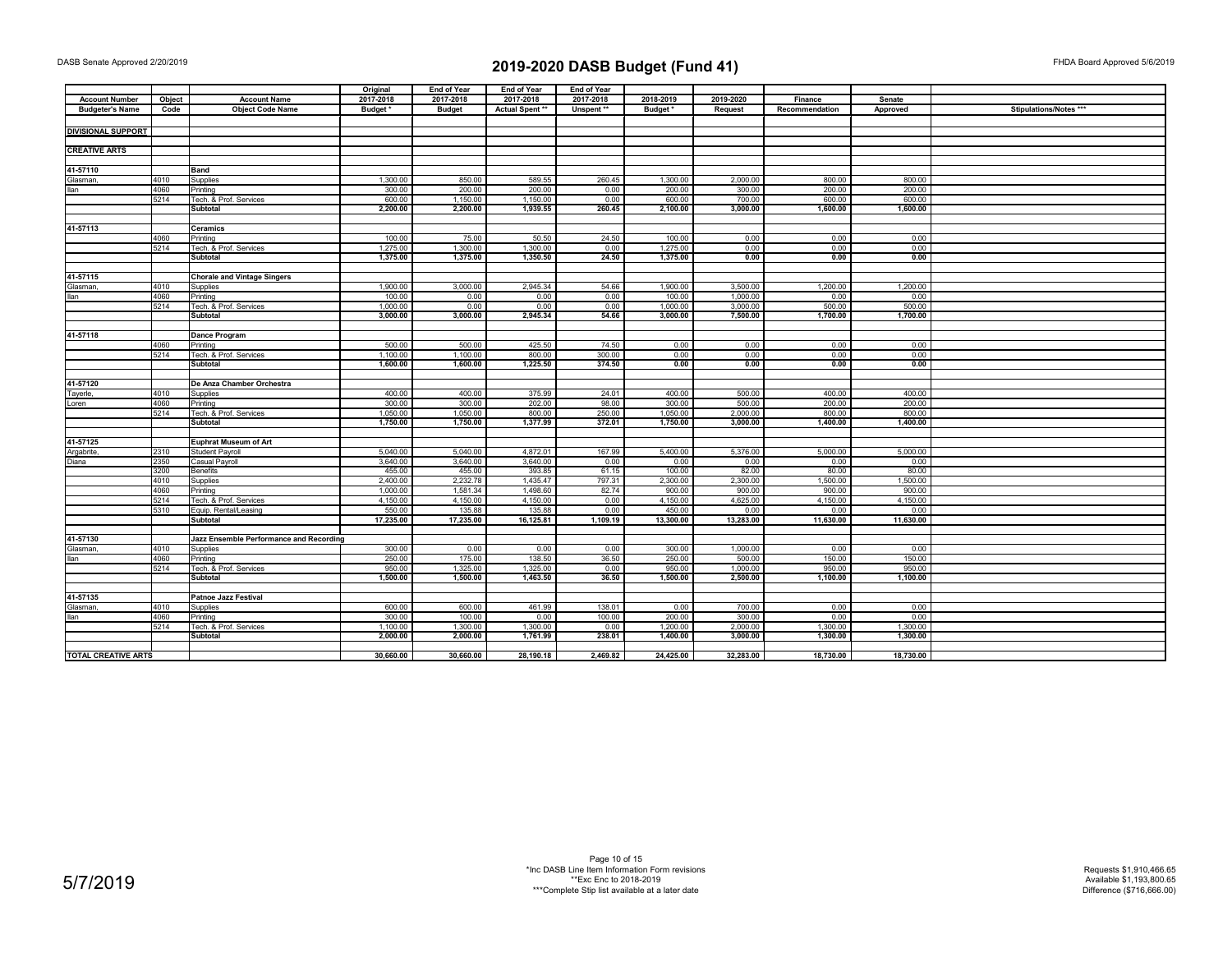DASB Senate Approved 2/20/2019

# 2019-2020 DASB Budget (Fund 41)

FHDA Board Approved 5/6/2019

| Account Number | Object | Account Name | Original 2017-2018 | End of Year 2017-2018 | End of Year 2017-2018 | End of Year 2017-2018 | 2018-2019 | 2019-2020 | Finance | Senate | |
|---|---|---|---|---|---|---|---|---|---|---|---|
| Budgeter's Name | Code | Object Code Name | Budget * | Budget | Actual Spent ** | Unspent ** | Budget * | Request | Recommendation | Approved | Stipulations/Notes *** |
| **DIVISIONAL SUPPORT** | | | | | | | | | | | |
| **CREATIVE ARTS** | | | | | | | | | | | |
| **41-57110** | | **Band** | | | | | | | | | |
| Glasman, | 4010 | Supplies | 1,300.00 | 850.00 | 589.55 | 260.45 | 1,300.00 | 2,000.00 | 800.00 | 800.00 | |
| Ilan | 4060 | Printing | 300.00 | 200.00 | 200.00 | 0.00 | 200.00 | 300.00 | 200.00 | 200.00 | |
| | 5214 | Tech. & Prof. Services | 600.00 | 1,150.00 | 1,150.00 | 0.00 | 600.00 | 700.00 | 600.00 | 600.00 | |
| | | **Subtotal** | **2,200.00** | **2,200.00** | **1,939.55** | **260.45** | **2,100.00** | **3,000.00** | **1,600.00** | **1,600.00** | |
| **41-57113** | | **Ceramics** | | | | | | | | | |
| | 4060 | Printing | 100.00 | 75.00 | 50.50 | 24.50 | 100.00 | 0.00 | 0.00 | 0.00 | |
| | 5214 | Tech. & Prof. Services | 1,275.00 | 1,300.00 | 1,300.00 | 0.00 | 1,275.00 | 0.00 | 0.00 | 0.00 | |
| | | **Subtotal** | **1,375.00** | **1,375.00** | **1,350.50** | **24.50** | **1,375.00** | **0.00** | **0.00** | **0.00** | |
| **41-57115** | | **Chorale and Vintage Singers** | | | | | | | | | |
| Glasman, | 4010 | Supplies | 1,900.00 | 3,000.00 | 2,945.34 | 54.66 | 1,900.00 | 3,500.00 | 1,200.00 | 1,200.00 | |
| Ilan | 4060 | Printing | 100.00 | 0.00 | 0.00 | 0.00 | 100.00 | 1,000.00 | 0.00 | 0.00 | |
| | 5214 | Tech. & Prof. Services | 1,000.00 | 0.00 | 0.00 | 0.00 | 1,000.00 | 3,000.00 | 500.00 | 500.00 | |
| | | **Subtotal** | **3,000.00** | **3,000.00** | **2,945.34** | **54.66** | **3,000.00** | **7,500.00** | **1,700.00** | **1,700.00** | |
| **41-57118** | | **Dance Program** | | | | | | | | | |
| | 4060 | Printing | 500.00 | 500.00 | 425.50 | 74.50 | 0.00 | 0.00 | 0.00 | 0.00 | |
| | 5214 | Tech. & Prof. Services | 1,100.00 | 1,100.00 | 800.00 | 300.00 | 0.00 | 0.00 | 0.00 | 0.00 | |
| | | **Subtotal** | **1,600.00** | **1,600.00** | **1,225.50** | **374.50** | **0.00** | **0.00** | **0.00** | **0.00** | |
| **41-57120** | | **De Anza Chamber Orchestra** | | | | | | | | | |
| Tayerle, | 4010 | Supplies | 400.00 | 400.00 | 375.99 | 24.01 | 400.00 | 500.00 | 400.00 | 400.00 | |
| Loren | 4060 | Printing | 300.00 | 300.00 | 202.00 | 98.00 | 300.00 | 500.00 | 200.00 | 200.00 | |
| | 5214 | Tech. & Prof. Services | 1,050.00 | 1,050.00 | 800.00 | 250.00 | 1,050.00 | 2,000.00 | 800.00 | 800.00 | |
| | | **Subtotal** | **1,750.00** | **1,750.00** | **1,377.99** | **372.01** | **1,750.00** | **3,000.00** | **1,400.00** | **1,400.00** | |
| **41-57125** | | **Euphrat Museum of Art** | | | | | | | | | |
| Argabrite, | 2310 | Student Payroll | 5,040.00 | 5,040.00 | 4,872.01 | 167.99 | 5,400.00 | 5,376.00 | 5,000.00 | 5,000.00 | |
| Diana | 2350 | Casual Payroll | 3,640.00 | 3,640.00 | 3,640.00 | 0.00 | 0.00 | 0.00 | 0.00 | 0.00 | |
| | 3200 | Benefits | 455.00 | 455.00 | 393.85 | 61.15 | 100.00 | 82.00 | 80.00 | 80.00 | |
| | 4010 | Supplies | 2,400.00 | 2,232.78 | 1,435.47 | 797.31 | 2,300.00 | 2,300.00 | 1,500.00 | 1,500.00 | |
| | 4060 | Printing | 1,000.00 | 1,581.34 | 1,498.60 | 82.74 | 900.00 | 900.00 | 900.00 | 900.00 | |
| | 5214 | Tech. & Prof. Services | 4,150.00 | 4,150.00 | 4,150.00 | 0.00 | 4,150.00 | 4,625.00 | 4,150.00 | 4,150.00 | |
| | 5310 | Equip. Rental/Leasing | 550.00 | 135.88 | 135.88 | 0.00 | 450.00 | 0.00 | 0.00 | 0.00 | |
| | | **Subtotal** | **17,235.00** | **17,235.00** | **16,125.81** | **1,109.19** | **13,300.00** | **13,283.00** | **11,630.00** | **11,630.00** | |
| **41-57130** | | **Jazz Ensemble Performance and Recording** | | | | | | | | | |
| Glasman, | 4010 | Supplies | 300.00 | 0.00 | 0.00 | 0.00 | 300.00 | 1,000.00 | 0.00 | 0.00 | |
| Ilan | 4060 | Printing | 250.00 | 175.00 | 138.50 | 36.50 | 250.00 | 500.00 | 150.00 | 150.00 | |
| | 5214 | Tech. & Prof. Services | 950.00 | 1,325.00 | 1,325.00 | 0.00 | 950.00 | 1,000.00 | 950.00 | 950.00 | |
| | | **Subtotal** | **1,500.00** | **1,500.00** | **1,463.50** | **36.50** | **1,500.00** | **2,500.00** | **1,100.00** | **1,100.00** | |
| **41-57135** | | **Patnoe Jazz Festival** | | | | | | | | | |
| Glasman, | 4010 | Supplies | 600.00 | 600.00 | 461.99 | 138.01 | 0.00 | 700.00 | 0.00 | 0.00 | |
| Ilan | 4060 | Printing | 300.00 | 100.00 | 0.00 | 100.00 | 200.00 | 300.00 | 0.00 | 0.00 | |
| | 5214 | Tech. & Prof. Services | 1,100.00 | 1,300.00 | 1,300.00 | 0.00 | 1,200.00 | 2,000.00 | 1,300.00 | 1,300.00 | |
| | | **Subtotal** | **2,000.00** | **2,000.00** | **1,761.99** | **238.01** | **1,400.00** | **3,000.00** | **1,300.00** | **1,300.00** | |
| **TOTAL CREATIVE ARTS** | | | **30,660.00** | **30,660.00** | **28,190.18** | **2,469.82** | **24,425.00** | **32,283.00** | **18,730.00** | **18,730.00** | |

5/7/2019

*Inc DASB Line Item Information Form revisions
**Exc Enc to 2018-2019
***Complete Stip list available at a later date

Requests $1,910,466.65
Available $1,193,800.65
Difference ($716,666.00)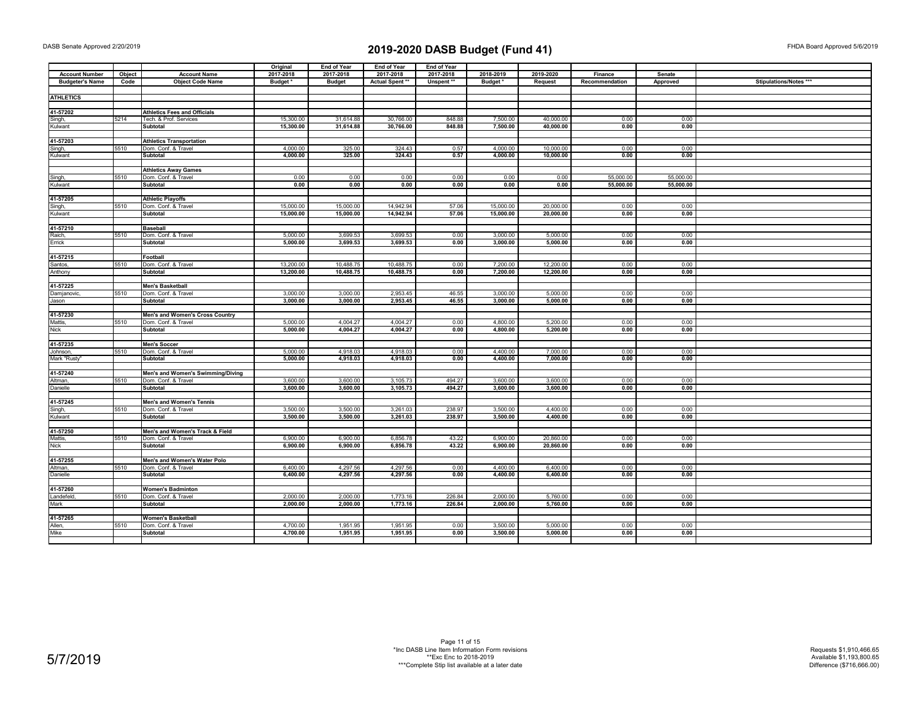# 2019-2020 DASB Budget (Fund 41)

DASB Senate Approved 2/20/2019

FHDA Board Approved 5/6/2019

| Account Number | Object | Account Name | Original 2017-2018 | End of Year 2017-2018 | End of Year 2017-2018 | End of Year 2017-2018 | 2018-2019 | 2019-2020 | Finance | Senate | |
|---|---|---|---|---|---|---|---|---|---|---|---|
| Budgeter's Name | Code | Object Code Name | Budget * | Budget | Actual Spent ** | Unspent ** | Budget * | Request | Recommendation | Approved | Stipulations/Notes *** |
| **ATHLETICS** | | | | | | | | | | | |
| **41-57202** | | **Athletics Fees and Officials** | | | | | | | | | |
| Singh, | 5214 | Tech. & Prof. Services | 15,300.00 | 31,614.88 | 30,766.00 | 848.88 | 7,500.00 | 40,000.00 | 0.00 | 0.00 | |
| Kulwant | | **Subtotal** | **15,300.00** | **31,614.88** | **30,766.00** | **848.88** | **7,500.00** | **40,000.00** | **0.00** | **0.00** | |
| **41-57203** | | **Athletics Transportation** | | | | | | | | | |
| Singh, | 5510 | Dom. Conf. & Travel | 4,000.00 | 325.00 | 324.43 | 0.57 | 4,000.00 | 10,000.00 | 0.00 | 0.00 | |
| Kulwant | | **Subtotal** | **4,000.00** | **325.00** | **324.43** | **0.57** | **4,000.00** | **10,000.00** | **0.00** | **0.00** | |
| | | **Athletics Away Games** | | | | | | | | | |
| Singh, | 5510 | Dom. Conf. & Travel | 0.00 | 0.00 | 0.00 | 0.00 | 0.00 | 0.00 | 55,000.00 | 55,000.00 | |
| Kulwant | | **Subtotal** | **0.00** | **0.00** | **0.00** | **0.00** | **0.00** | **0.00** | **55,000.00** | **55,000.00** | |
| **41-57205** | | **Athletic Playoffs** | | | | | | | | | |
| Singh, | 5510 | Dom. Conf. & Travel | 15,000.00 | 15,000.00 | 14,942.94 | 57.06 | 15,000.00 | 20,000.00 | 0.00 | 0.00 | |
| Kulwant | | **Subtotal** | **15,000.00** | **15,000.00** | **14,942.94** | **57.06** | **15,000.00** | **20,000.00** | **0.00** | **0.00** | |
| **41-57210** | | **Baseball** | | | | | | | | | |
| Raich, | 5510 | Dom. Conf. & Travel | 5,000.00 | 3,699.53 | 3,699.53 | 0.00 | 3,000.00 | 5,000.00 | 0.00 | 0.00 | |
| Errick | | **Subtotal** | **5,000.00** | **3,699.53** | **3,699.53** | **0.00** | **3,000.00** | **5,000.00** | **0.00** | **0.00** | |
| **41-57215** | | **Football** | | | | | | | | | |
| Santos, | 5510 | Dom. Conf. & Travel | 13,200.00 | 10,488.75 | 10,488.75 | 0.00 | 7,200.00 | 12,200.00 | 0.00 | 0.00 | |
| Anthony | | **Subtotal** | **13,200.00** | **10,488.75** | **10,488.75** | **0.00** | **7,200.00** | **12,200.00** | **0.00** | **0.00** | |
| **41-57225** | | **Men's Basketball** | | | | | | | | | |
| Damjanovic, | 5510 | Dom. Conf. & Travel | 3,000.00 | 3,000.00 | 2,953.45 | 46.55 | 3,000.00 | 5,000.00 | 0.00 | 0.00 | |
| Jason | | **Subtotal** | **3,000.00** | **3,000.00** | **2,953.45** | **46.55** | **3,000.00** | **5,000.00** | **0.00** | **0.00** | |
| **41-57230** | | **Men's and Women's Cross Country** | | | | | | | | | |
| Mattis, | 5510 | Dom. Conf. & Travel | 5,000.00 | 4,004.27 | 4,004.27 | 0.00 | 4,800.00 | 5,200.00 | 0.00 | 0.00 | |
| Nick | | **Subtotal** | **5,000.00** | **4,004.27** | **4,004.27** | **0.00** | **4,800.00** | **5,200.00** | **0.00** | **0.00** | |
| **41-57235** | | **Men's Soccer** | | | | | | | | | |
| Johnson, | 5510 | Dom. Conf. & Travel | 5,000.00 | 4,918.03 | 4,918.03 | 0.00 | 4,400.00 | 7,000.00 | 0.00 | 0.00 | |
| Mark "Rusty" | | **Subtotal** | **5,000.00** | **4,918.03** | **4,918.03** | **0.00** | **4,400.00** | **7,000.00** | **0.00** | **0.00** | |
| **41-57240** | | **Men's and Women's Swimming/Diving** | | | | | | | | | |
| Altman, | 5510 | Dom. Conf. & Travel | 3,600.00 | 3,600.00 | 3,105.73 | 494.27 | 3,600.00 | 3,600.00 | 0.00 | 0.00 | |
| Danielle | | **Subtotal** | **3,600.00** | **3,600.00** | **3,105.73** | **494.27** | **3,600.00** | **3,600.00** | **0.00** | **0.00** | |
| **41-57245** | | **Men's and Women's Tennis** | | | | | | | | | |
| Singh, | 5510 | Dom. Conf. & Travel | 3,500.00 | 3,500.00 | 3,261.03 | 238.97 | 3,500.00 | 4,400.00 | 0.00 | 0.00 | |
| Kulwant | | **Subtotal** | **3,500.00** | **3,500.00** | **3,261.03** | **238.97** | **3,500.00** | **4,400.00** | **0.00** | **0.00** | |
| **41-57250** | | **Men's and Women's Track & Field** | | | | | | | | | |
| Mattis, | 5510 | Dom. Conf. & Travel | 6,900.00 | 6,900.00 | 6,856.78 | 43.22 | 6,900.00 | 20,860.00 | 0.00 | 0.00 | |
| Nick | | **Subtotal** | **6,900.00** | **6,900.00** | **6,856.78** | **43.22** | **6,900.00** | **20,860.00** | **0.00** | **0.00** | |
| **41-57255** | | **Men's and Women's Water Polo** | | | | | | | | | |
| Altman, | 5510 | Dom. Conf. & Travel | 6,400.00 | 4,297.56 | 4,297.56 | 0.00 | 4,400.00 | 6,400.00 | 0.00 | 0.00 | |
| Danielle | | **Subtotal** | **6,400.00** | **4,297.56** | **4,297.56** | **0.00** | **4,400.00** | **6,400.00** | **0.00** | **0.00** | |
| **41-57260** | | **Women's Badminton** | | | | | | | | | |
| Landefeld, | 5510 | Dom. Conf. & Travel | 2,000.00 | 2,000.00 | 1,773.16 | 226.84 | 2,000.00 | 5,760.00 | 0.00 | 0.00 | |
| Mark | | **Subtotal** | **2,000.00** | **2,000.00** | **1,773.16** | **226.84** | **2,000.00** | **5,760.00** | **0.00** | **0.00** | |
| **41-57265** | | **Women's Basketball** | | | | | | | | | |
| Allen, | 5510 | Dom. Conf. & Travel | 4,700.00 | 1,951.95 | 1,951.95 | 0.00 | 3,500.00 | 5,000.00 | 0.00 | 0.00 | |
| Mike | | **Subtotal** | **4,700.00** | **1,951.95** | **1,951.95** | **0.00** | **3,500.00** | **5,000.00** | **0.00** | **0.00** | |

5/7/2019

*Inc DASB Line Item Information Form revisions
**Exc Enc to 2018-2019
***Complete Stip list available at a later date

Requests $1,910,466.65
Available $1,193,800.65
Difference ($716,666.00)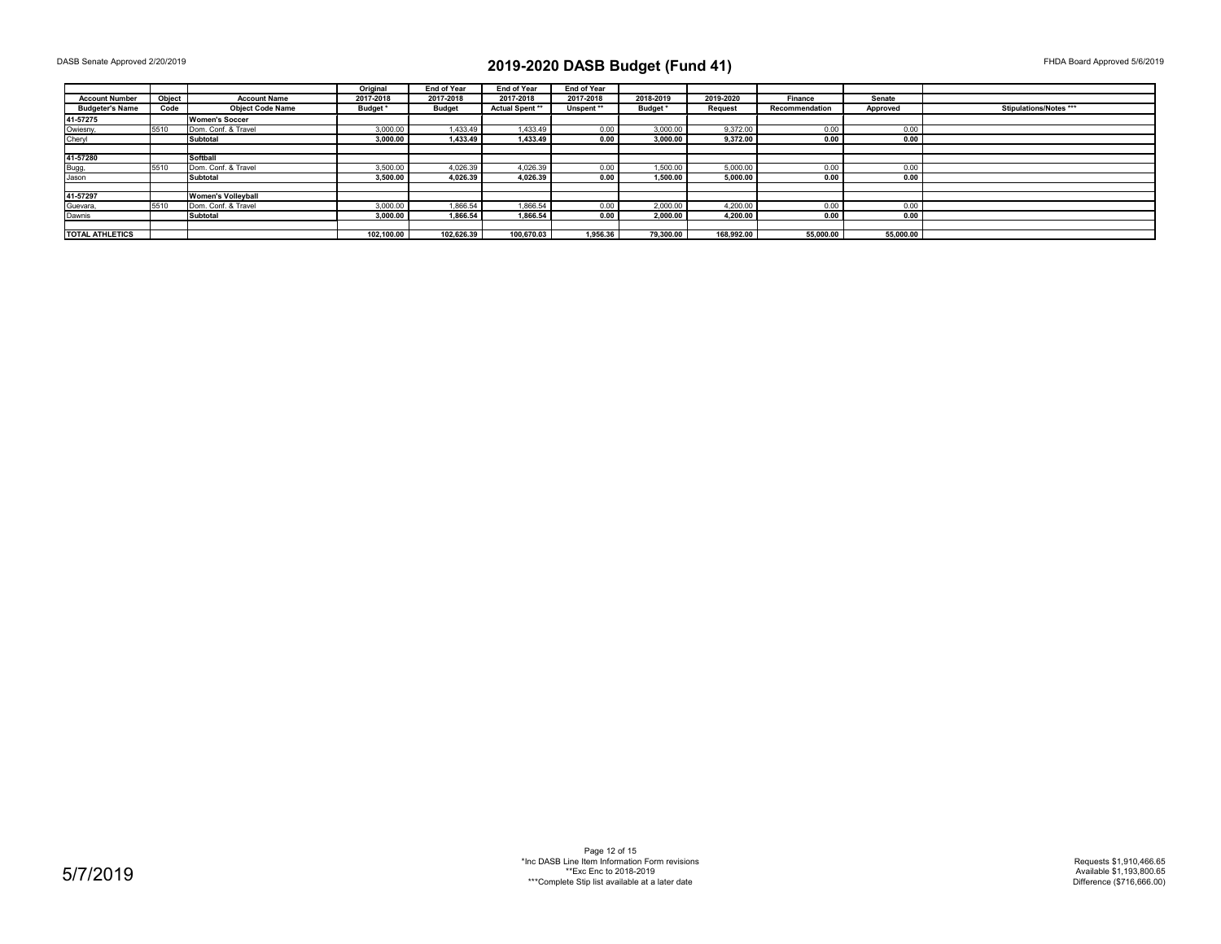DASB Senate Approved 2/20/2019

# 2019-2020 DASB Budget (Fund 41)

FHDA Board Approved 5/6/2019

| Account Number | Object | Account Name | Original 2017-2018 | End of Year 2017-2018 | End of Year 2017-2018 | End of Year 2017-2018 | 2018-2019 | 2019-2020 | Finance | Senate | |
|---|---|---|---|---|---|---|---|---|---|---|---|
| Budgeter's Name | Code | Object Code Name | Budget * | Budget | Actual Spent ** | Unspent ** | Budget * | Request | Recommendation | Approved | Stipulations/Notes *** |
| 41-57275 | | Women's Soccer | | | | | | | | | |
| Owiesny, | 5510 | Dom. Conf. & Travel | 3,000.00 | 1,433.49 | 1,433.49 | 0.00 | 3,000.00 | 9,372.00 | 0.00 | 0.00 | |
| Cheryl | | **Subtotal** | **3,000.00** | **1,433.49** | **1,433.49** | **0.00** | **3,000.00** | **9,372.00** | **0.00** | **0.00** | |
| | | | | | | | | | | | |
| 41-57280 | | Softball | | | | | | | | | |
| Bugg, | 5510 | Dom. Conf. & Travel | 3,500.00 | 4,026.39 | 4,026.39 | 0.00 | 1,500.00 | 5,000.00 | 0.00 | 0.00 | |
| Jason | | **Subtotal** | **3,500.00** | **4,026.39** | **4,026.39** | **0.00** | **1,500.00** | **5,000.00** | **0.00** | **0.00** | |
| | | | | | | | | | | | |
| 41-57297 | | Women's Volleyball | | | | | | | | | |
| Guevara, | 5510 | Dom. Conf. & Travel | 3,000.00 | 1,866.54 | 1,866.54 | 0.00 | 2,000.00 | 4,200.00 | 0.00 | 0.00 | |
| Dawnis | | **Subtotal** | **3,000.00** | **1,866.54** | **1,866.54** | **0.00** | **2,000.00** | **4,200.00** | **0.00** | **0.00** | |
| | | | | | | | | | | | |
| **TOTAL ATHLETICS** | | | **102,100.00** | **102,626.39** | **100,670.03** | **1,956.36** | **79,300.00** | **168,992.00** | **55,000.00** | **55,000.00** | |

5/7/2019

*Inc DASB Line Item Information Form revisions
**Exc Enc to 2018-2019
***Complete Stip list available at a later date

Requests $1,910,466.65
Available $1,193,800.65
Difference ($716,666.00)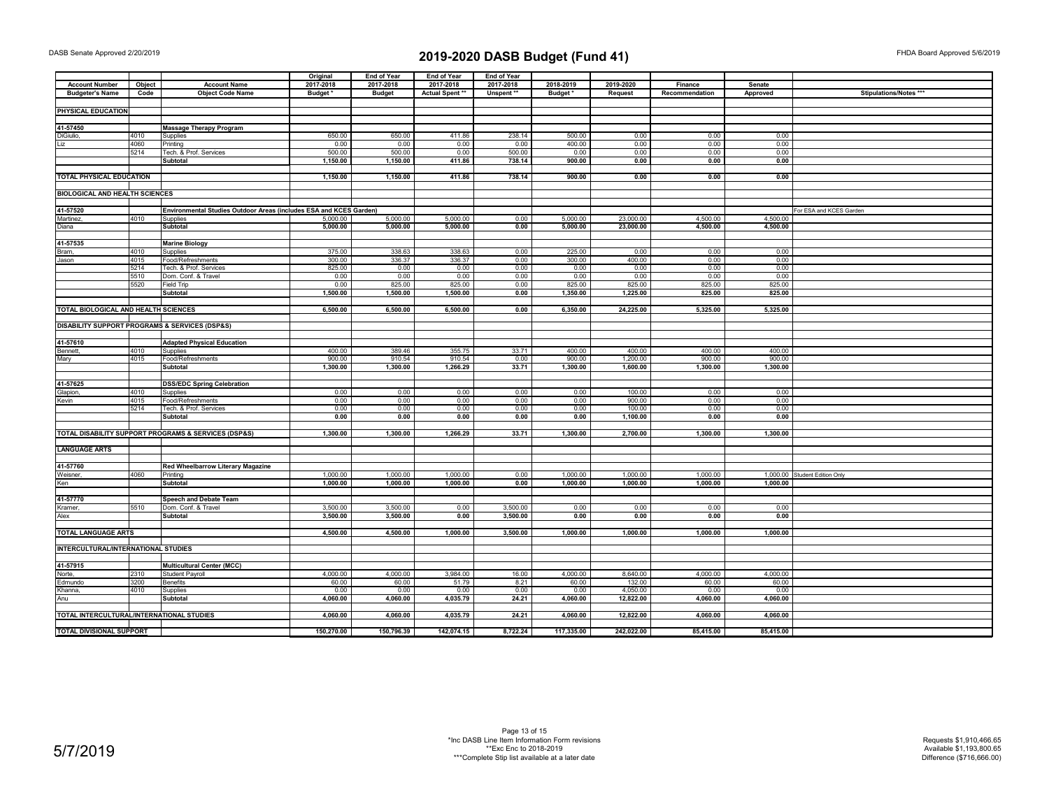DASB Senate Approved 2/20/2019

# 2019-2020 DASB Budget (Fund 41)

FHDA Board Approved 5/6/2019

| Account Number | Object | Account Name | Original 2017-2018 | End of Year 2017-2018 | End of Year 2017-2018 | End of Year 2017-2018 | 2018-2019 | 2019-2020 | Finance | Senate | |
|---|---|---|---|---|---|---|---|---|---|---|---|
| Budgeter's Name | Code | Object Code Name | Budget * | Budget | Actual Spent ** | Unspent ** | Budget * | Request | Recommendation | Approved | Stipulations/Notes *** |
| **PHYSICAL EDUCATION** | | | | | | | | | | | |
| **41-57450** | | **Massage Therapy Program** | | | | | | | | | |
| DiGiulio, | 4010 | Supplies | 650.00 | 650.00 | 411.86 | 238.14 | 500.00 | 0.00 | 0.00 | 0.00 | |
| Liz | 4060 | Printing | 0.00 | 0.00 | 0.00 | 0.00 | 400.00 | 0.00 | 0.00 | 0.00 | |
| | 5214 | Tech. & Prof. Services | 500.00 | 500.00 | 0.00 | 500.00 | 0.00 | 0.00 | 0.00 | 0.00 | |
| | | **Subtotal** | **1,150.00** | **1,150.00** | **411.86** | **738.14** | **900.00** | **0.00** | **0.00** | **0.00** | |
| **TOTAL PHYSICAL EDUCATION** | | | **1,150.00** | **1,150.00** | **411.86** | **738.14** | **900.00** | **0.00** | **0.00** | **0.00** | |
| **BIOLOGICAL AND HEALTH SCIENCES** | | | | | | | | | | | |
| **41-57520** | | **Environmental Studies Outdoor Areas (includes ESA and KCES Garden)** | | | | | | | | | For ESA and KCES Garden |
| Martinez, | 4010 | Supplies | 5,000.00 | 5,000.00 | 5,000.00 | 0.00 | 5,000.00 | 23,000.00 | 4,500.00 | 4,500.00 | |
| Diana | | **Subtotal** | **5,000.00** | **5,000.00** | **5,000.00** | **0.00** | **5,000.00** | **23,000.00** | **4,500.00** | **4,500.00** | |
| **41-57535** | | **Marine Biology** | | | | | | | | | |
| Bram, | 4010 | Supplies | 375.00 | 338.63 | 338.63 | 0.00 | 225.00 | 0.00 | 0.00 | 0.00 | |
| Jason | 4015 | Food/Refreshments | 300.00 | 336.37 | 336.37 | 0.00 | 300.00 | 400.00 | 0.00 | 0.00 | |
| | 5214 | Tech. & Prof. Services | 825.00 | 0.00 | 0.00 | 0.00 | 0.00 | 0.00 | 0.00 | 0.00 | |
| | 5510 | Dom. Conf. & Travel | 0.00 | 0.00 | 0.00 | 0.00 | 0.00 | 0.00 | 0.00 | 0.00 | |
| | 5520 | Field Trip | 0.00 | 825.00 | 825.00 | 0.00 | 825.00 | 825.00 | 825.00 | 825.00 | |
| | | **Subtotal** | **1,500.00** | **1,500.00** | **1,500.00** | **0.00** | **1,350.00** | **1,225.00** | **825.00** | **825.00** | |
| **TOTAL BIOLOGICAL AND HEALTH SCIENCES** | | | **6,500.00** | **6,500.00** | **6,500.00** | **0.00** | **6,350.00** | **24,225.00** | **5,325.00** | **5,325.00** | |
| **DISABILITY SUPPORT PROGRAMS & SERVICES (DSP&S)** | | | | | | | | | | | |
| **41-57610** | | **Adapted Physical Education** | | | | | | | | | |
| Bennett, | 4010 | Supplies | 400.00 | 389.46 | 355.75 | 33.71 | 400.00 | 400.00 | 400.00 | 400.00 | |
| Mary | 4015 | Food/Refreshments | 900.00 | 910.54 | 910.54 | 0.00 | 900.00 | 1,200.00 | 900.00 | 900.00 | |
| | | **Subtotal** | **1,300.00** | **1,300.00** | **1,266.29** | **33.71** | **1,300.00** | **1,600.00** | **1,300.00** | **1,300.00** | |
| **41-57625** | | **DSS/EDC Spring Celebration** | | | | | | | | | |
| Glapion, | 4010 | Supplies | 0.00 | 0.00 | 0.00 | 0.00 | 0.00 | 100.00 | 0.00 | 0.00 | |
| Kevin | 4015 | Food/Refreshments | 0.00 | 0.00 | 0.00 | 0.00 | 0.00 | 900.00 | 0.00 | 0.00 | |
| | 5214 | Tech. & Prof. Services | 0.00 | 0.00 | 0.00 | 0.00 | 0.00 | 100.00 | 0.00 | 0.00 | |
| | | **Subtotal** | **0.00** | **0.00** | **0.00** | **0.00** | **0.00** | **1,100.00** | **0.00** | **0.00** | |
| **TOTAL DISABILITY SUPPORT PROGRAMS & SERVICES (DSP&S)** | | | **1,300.00** | **1,300.00** | **1,266.29** | **33.71** | **1,300.00** | **2,700.00** | **1,300.00** | **1,300.00** | |
| **LANGUAGE ARTS** | | | | | | | | | | | |
| **41-57760** | | **Red Wheelbarrow Literary Magazine** | | | | | | | | | |
| Weisner, | 4060 | Printing | 1,000.00 | 1,000.00 | 1,000.00 | 0.00 | 1,000.00 | 1,000.00 | 1,000.00 | 1,000.00 | Student Edition Only |
| Ken | | **Subtotal** | **1,000.00** | **1,000.00** | **1,000.00** | **0.00** | **1,000.00** | **1,000.00** | **1,000.00** | **1,000.00** | |
| **41-57770** | | **Speech and Debate Team** | | | | | | | | | |
| Kramer, | 5510 | Dom. Conf. & Travel | 3,500.00 | 3,500.00 | 0.00 | 3,500.00 | 0.00 | 0.00 | 0.00 | 0.00 | |
| Alex | | **Subtotal** | **3,500.00** | **3,500.00** | **0.00** | **3,500.00** | **0.00** | **0.00** | **0.00** | **0.00** | |
| **TOTAL LANGUAGE ARTS** | | | **4,500.00** | **4,500.00** | **1,000.00** | **3,500.00** | **1,000.00** | **1,000.00** | **1,000.00** | **1,000.00** | |
| **INTERCULTURAL/INTERNATIONAL STUDIES** | | | | | | | | | | | |
| **41-57915** | | **Multicultural Center (MCC)** | | | | | | | | | |
| Norte, | 2310 | Student Payroll | 4,000.00 | 4,000.00 | 3,984.00 | 16.00 | 4,000.00 | 8,640.00 | 4,000.00 | 4,000.00 | |
| Edmundo | 3200 | Benefits | 60.00 | 60.00 | 51.79 | 8.21 | 60.00 | 132.00 | 60.00 | 60.00 | |
| Khanna, | 4010 | Supplies | 0.00 | 0.00 | 0.00 | 0.00 | 0.00 | 4,050.00 | 0.00 | 0.00 | |
| Anu | | **Subtotal** | **4,060.00** | **4,060.00** | **4,035.79** | **24.21** | **4,060.00** | **12,822.00** | **4,060.00** | **4,060.00** | |
| **TOTAL INTERCULTURAL/INTERNATIONAL STUDIES** | | | **4,060.00** | **4,060.00** | **4,035.79** | **24.21** | **4,060.00** | **12,822.00** | **4,060.00** | **4,060.00** | |
| **TOTAL DIVISIONAL SUPPORT** | | | **150,270.00** | **150,796.39** | **142,074.15** | **8,722.24** | **117,335.00** | **242,022.00** | **85,415.00** | **85,415.00** | |

5/7/2019

*Inc DASB Line Item Information Form revisions
**Exc Enc to 2018-2019
***Complete Stip list available at a later date

Requests $1,910,466.65
Available $1,193,800.65
Difference ($716,666.00)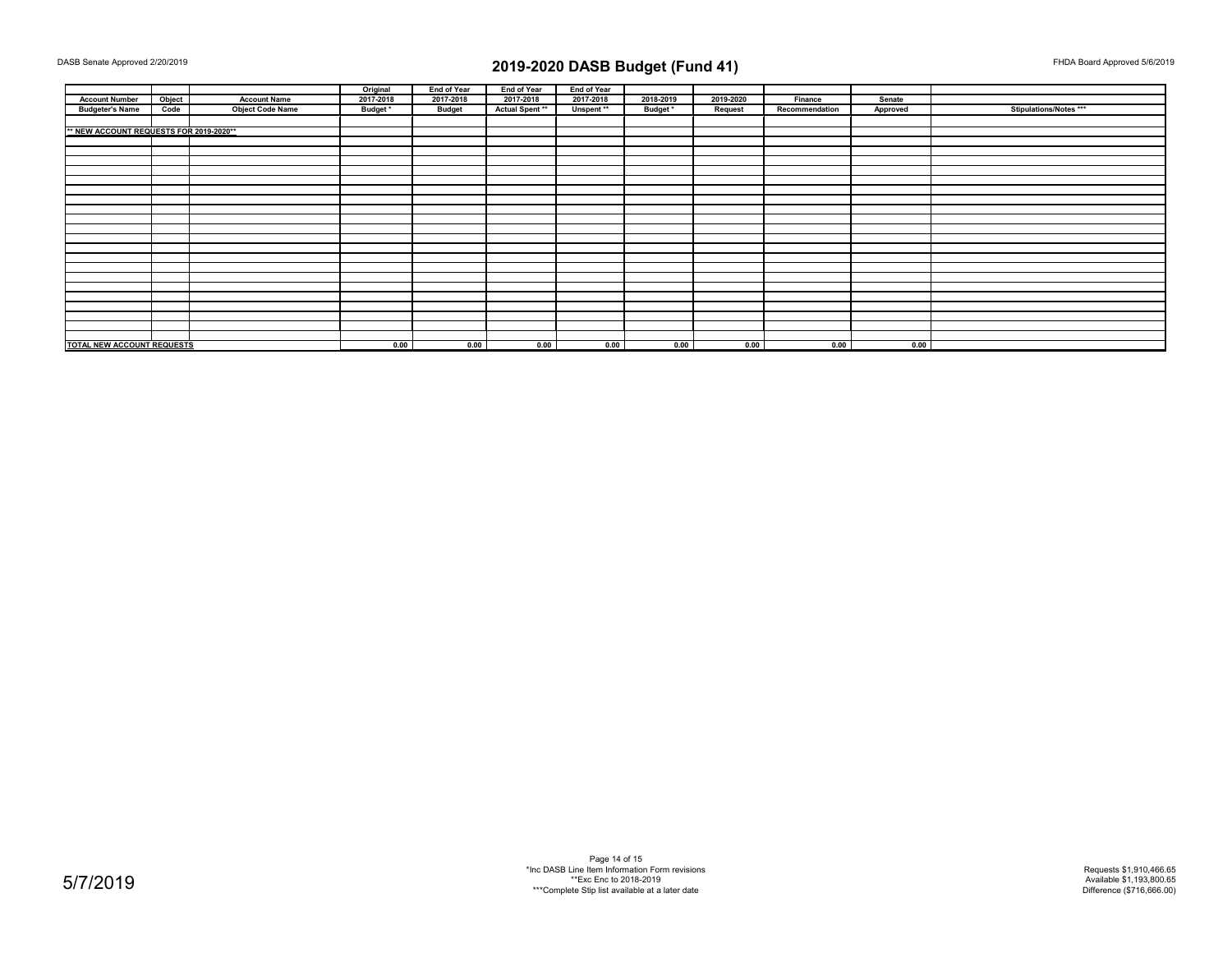DASB Senate Approved 2/20/2019

# 2019-2020 DASB Budget (Fund 41)

FHDA Board Approved 5/6/2019

| Account Number / Budgeter's Name | Object Code | Account Name / Object Code Name | Original 2017-2018 Budget * | End of Year 2017-2018 Budget | End of Year 2017-2018 Actual Spent ** | End of Year 2017-2018 Unspent ** | 2018-2019 Budget * | 2019-2020 Request | Finance Recommendation | Senate Approved | Stipulations/Notes *** |
|---|---|---|---|---|---|---|---|---|---|---|---|
| ** NEW ACCOUNT REQUESTS FOR 2019-2020** | | | | | | | | | | | |
| TOTAL NEW ACCOUNT REQUESTS | | | 0.00 | 0.00 | 0.00 | 0.00 | 0.00 | 0.00 | 0.00 | 0.00 | |

5/7/2019

*Inc DASB Line Item Information Form revisions
**Exc Enc to 2018-2019
***Complete Stip list available at a later date

Requests $1,910,466.65
Available $1,193,800.65
Difference ($716,666.00)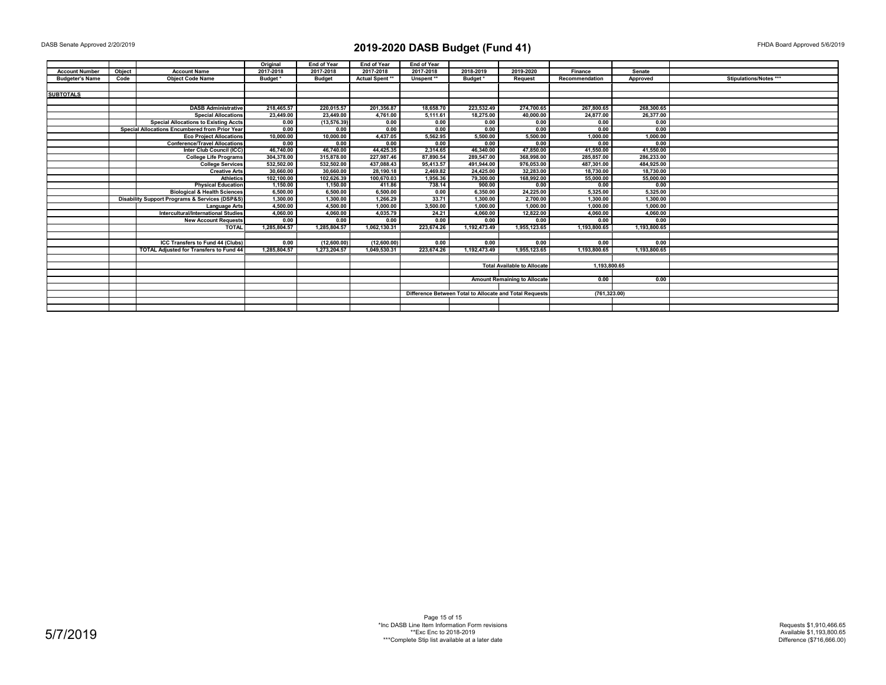DASB Senate Approved 2/20/2019

# 2019-2020 DASB Budget (Fund 41)

FHDA Board Approved 5/6/2019

| Account Number / Budgeter's Name | Object Code | Account Name / Object Code Name | Original 2017-2018 Budget * | End of Year 2017-2018 Budget | End of Year 2017-2018 Actual Spent ** | End of Year 2017-2018 Unspent ** | 2018-2019 Budget * | 2019-2020 Request | Finance Recommendation | Senate Approved | Stipulations/Notes *** |
|---|---|---|---|---|---|---|---|---|---|---|---|
| **SUBTOTALS** | | | | | | | | | | | |
| | | DASB Administrative | 218,465.57 | 220,015.57 | 201,356.87 | 18,658.70 | 223,532.49 | 274,700.65 | 267,800.65 | 268,300.65 | |
| | | Special Allocations | 23,449.00 | 23,449.00 | 4,761.00 | 5,111.61 | 18,275.00 | 40,000.00 | 24,877.00 | 26,377.00 | |
| | | Special Allocations to Existing Accts | 0.00 | (13,576.39) | 0.00 | 0.00 | 0.00 | 0.00 | 0.00 | 0.00 | |
| | | Special Allocations Encumbered from Prior Year | 0.00 | 0.00 | 0.00 | 0.00 | 0.00 | 0.00 | 0.00 | 0.00 | |
| | | Eco Project Allocations | 10,000.00 | 10,000.00 | 4,437.05 | 5,562.95 | 5,500.00 | 5,500.00 | 1,000.00 | 1,000.00 | |
| | | Conference/Travel Allocations | 0.00 | 0.00 | 0.00 | 0.00 | 0.00 | 0.00 | 0.00 | 0.00 | |
| | | Inter Club Council (ICC) | 46,740.00 | 46,740.00 | 44,425.35 | 2,314.65 | 46,340.00 | 47,850.00 | 41,550.00 | 41,550.00 | |
| | | College Life Programs | 304,378.00 | 315,878.00 | 227,987.46 | 87,890.54 | 289,547.00 | 368,998.00 | 285,857.00 | 286,233.00 | |
| | | College Services | 532,502.00 | 532,502.00 | 437,088.43 | 95,413.57 | 491,944.00 | 976,053.00 | 487,301.00 | 484,925.00 | |
| | | Creative Arts | 30,660.00 | 30,660.00 | 28,190.18 | 2,469.82 | 24,425.00 | 32,283.00 | 18,730.00 | 18,730.00 | |
| | | Athletics | 102,100.00 | 102,626.39 | 100,670.03 | 1,956.36 | 79,300.00 | 168,992.00 | 55,000.00 | 55,000.00 | |
| | | Physical Education | 1,150.00 | 1,150.00 | 411.86 | 738.14 | 900.00 | 0.00 | 0.00 | 0.00 | |
| | | Biological & Health Sciences | 6,500.00 | 6,500.00 | 6,500.00 | 0.00 | 6,350.00 | 24,225.00 | 5,325.00 | 5,325.00 | |
| | | Disability Support Programs & Services (DSP&S) | 1,300.00 | 1,300.00 | 1,266.29 | 33.71 | 1,300.00 | 2,700.00 | 1,300.00 | 1,300.00 | |
| | | Language Arts | 4,500.00 | 4,500.00 | 1,000.00 | 3,500.00 | 1,000.00 | 1,000.00 | 1,000.00 | 1,000.00 | |
| | | Intercultural/International Studies | 4,060.00 | 4,060.00 | 4,035.79 | 24.21 | 4,060.00 | 12,822.00 | 4,060.00 | 4,060.00 | |
| | | New Account Requests | 0.00 | 0.00 | 0.00 | 0.00 | 0.00 | 0.00 | 0.00 | 0.00 | |
| | | TOTAL | 1,285,804.57 | 1,285,804.57 | 1,062,130.31 | 223,674.26 | 1,192,473.49 | 1,955,123.65 | 1,193,800.65 | 1,193,800.65 | |
| | | | | | | | | | | | |
| | | ICC Transfers to Fund 44 (Clubs) | 0.00 | (12,600.00) | (12,600.00) | 0.00 | 0.00 | 0.00 | 0.00 | 0.00 | |
| | | TOTAL Adjusted for Transfers to Fund 44 | 1,285,804.57 | 1,273,204.57 | 1,049,530.31 | 223,674.26 | 1,192,473.49 | 1,955,123.65 | 1,193,800.65 | 1,193,800.65 | |
| | | | | | | | | | | | |
| | | | | | | | | Total Available to Allocate | 1,193,800.65 | | |
| | | | | | | | | Amount Remaining to Allocate | 0.00 | 0.00 | |
| | | | | | | | | Difference Between Total to Allocate and Total Requests | (761,323.00) | | |

5/7/2019

*Inc DASB Line Item Information Form revisions
**Exc Enc to 2018-2019
***Complete Stip list available at a later date

Requests $1,910,466.65
Available $1,193,800.65
Difference ($716,666.00)